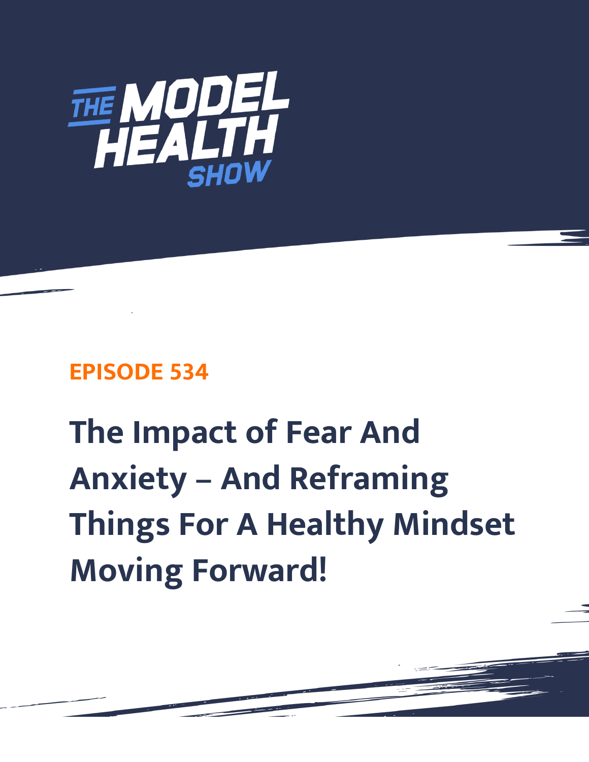THE MODEL HEALTH SHOW

EPISODE 534

# The Impact of Fear And Anxiety – And Reframing Things For A Healthy Mindset Moving Forward!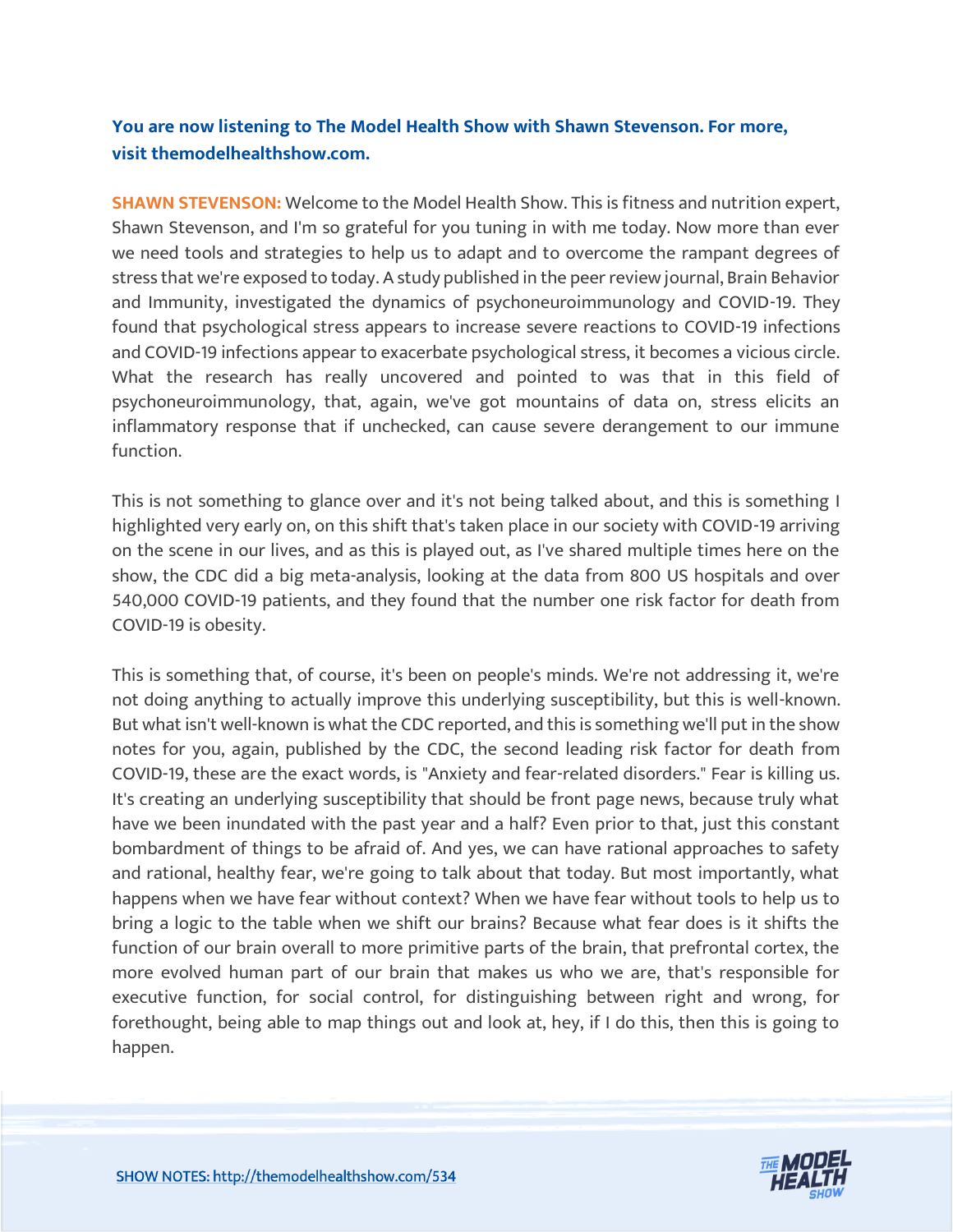**You are now listening to The Model Health Show with Shawn Stevenson. For more, visit themodelhealthshow.com.**

**SHAWN STEVENSON:** Welcome to the Model Health Show. This is fitness and nutrition expert, Shawn Stevenson, and I'm so grateful for you tuning in with me today. Now more than ever we need tools and strategies to help us to adapt and to overcome the rampant degrees of stress that we're exposed to today. A study published in the peer review journal, Brain Behavior and Immunity, investigated the dynamics of psychoneuroimmunology and COVID-19. They found that psychological stress appears to increase severe reactions to COVID-19 infections and COVID-19 infections appear to exacerbate psychological stress, it becomes a vicious circle. What the research has really uncovered and pointed to was that in this field of psychoneuroimmunology, that, again, we've got mountains of data on, stress elicits an inflammatory response that if unchecked, can cause severe derangement to our immune function.

This is not something to glance over and it's not being talked about, and this is something I highlighted very early on, on this shift that's taken place in our society with COVID-19 arriving on the scene in our lives, and as this is played out, as I've shared multiple times here on the show, the CDC did a big meta-analysis, looking at the data from 800 US hospitals and over 540,000 COVID-19 patients, and they found that the number one risk factor for death from COVID-19 is obesity.

This is something that, of course, it's been on people's minds. We're not addressing it, we're not doing anything to actually improve this underlying susceptibility, but this is well-known. But what isn't well-known is what the CDC reported, and this is something we'll put in the show notes for you, again, published by the CDC, the second leading risk factor for death from COVID-19, these are the exact words, is "Anxiety and fear-related disorders." Fear is killing us. It's creating an underlying susceptibility that should be front page news, because truly what have we been inundated with the past year and a half? Even prior to that, just this constant bombardment of things to be afraid of. And yes, we can have rational approaches to safety and rational, healthy fear, we're going to talk about that today. But most importantly, what happens when we have fear without context? When we have fear without tools to help us to bring a logic to the table when we shift our brains? Because what fear does is it shifts the function of our brain overall to more primitive parts of the brain, that prefrontal cortex, the more evolved human part of our brain that makes us who we are, that's responsible for executive function, for social control, for distinguishing between right and wrong, for forethought, being able to map things out and look at, hey, if I do this, then this is going to happen.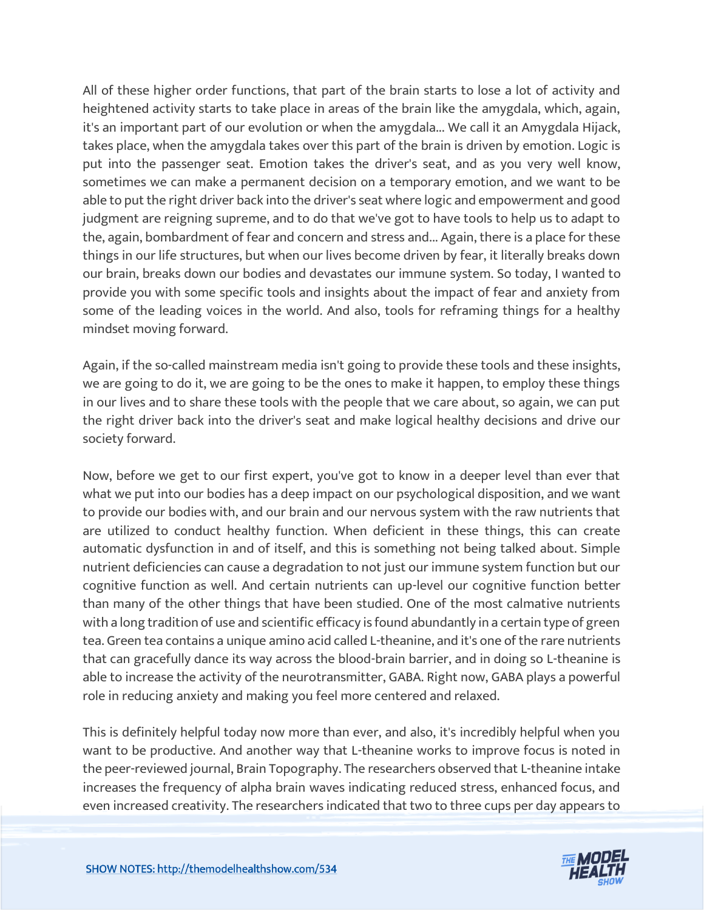All of these higher order functions, that part of the brain starts to lose a lot of activity and heightened activity starts to take place in areas of the brain like the amygdala, which, again, it's an important part of our evolution or when the amygdala... We call it an Amygdala Hijack, takes place, when the amygdala takes over this part of the brain is driven by emotion. Logic is put into the passenger seat. Emotion takes the driver's seat, and as you very well know, sometimes we can make a permanent decision on a temporary emotion, and we want to be able to put the right driver back into the driver's seat where logic and empowerment and good judgment are reigning supreme, and to do that we've got to have tools to help us to adapt to the, again, bombardment of fear and concern and stress and... Again, there is a place for these things in our life structures, but when our lives become driven by fear, it literally breaks down our brain, breaks down our bodies and devastates our immune system. So today, I wanted to provide you with some specific tools and insights about the impact of fear and anxiety from some of the leading voices in the world. And also, tools for reframing things for a healthy mindset moving forward.

Again, if the so-called mainstream media isn't going to provide these tools and these insights, we are going to do it, we are going to be the ones to make it happen, to employ these things in our lives and to share these tools with the people that we care about, so again, we can put the right driver back into the driver's seat and make logical healthy decisions and drive our society forward.

Now, before we get to our first expert, you've got to know in a deeper level than ever that what we put into our bodies has a deep impact on our psychological disposition, and we want to provide our bodies with, and our brain and our nervous system with the raw nutrients that are utilized to conduct healthy function. When deficient in these things, this can create automatic dysfunction in and of itself, and this is something not being talked about. Simple nutrient deficiencies can cause a degradation to not just our immune system function but our cognitive function as well. And certain nutrients can up-level our cognitive function better than many of the other things that have been studied. One of the most calmative nutrients with a long tradition of use and scientific efficacy is found abundantly in a certain type of green tea. Green tea contains a unique amino acid called L-theanine, and it's one of the rare nutrients that can gracefully dance its way across the blood-brain barrier, and in doing so L-theanine is able to increase the activity of the neurotransmitter, GABA. Right now, GABA plays a powerful role in reducing anxiety and making you feel more centered and relaxed.

This is definitely helpful today now more than ever, and also, it's incredibly helpful when you want to be productive. And another way that L-theanine works to improve focus is noted in the peer-reviewed journal, Brain Topography. The researchers observed that L-theanine intake increases the frequency of alpha brain waves indicating reduced stress, enhanced focus, and even increased creativity. The researchers indicated that two to three cups per day appears to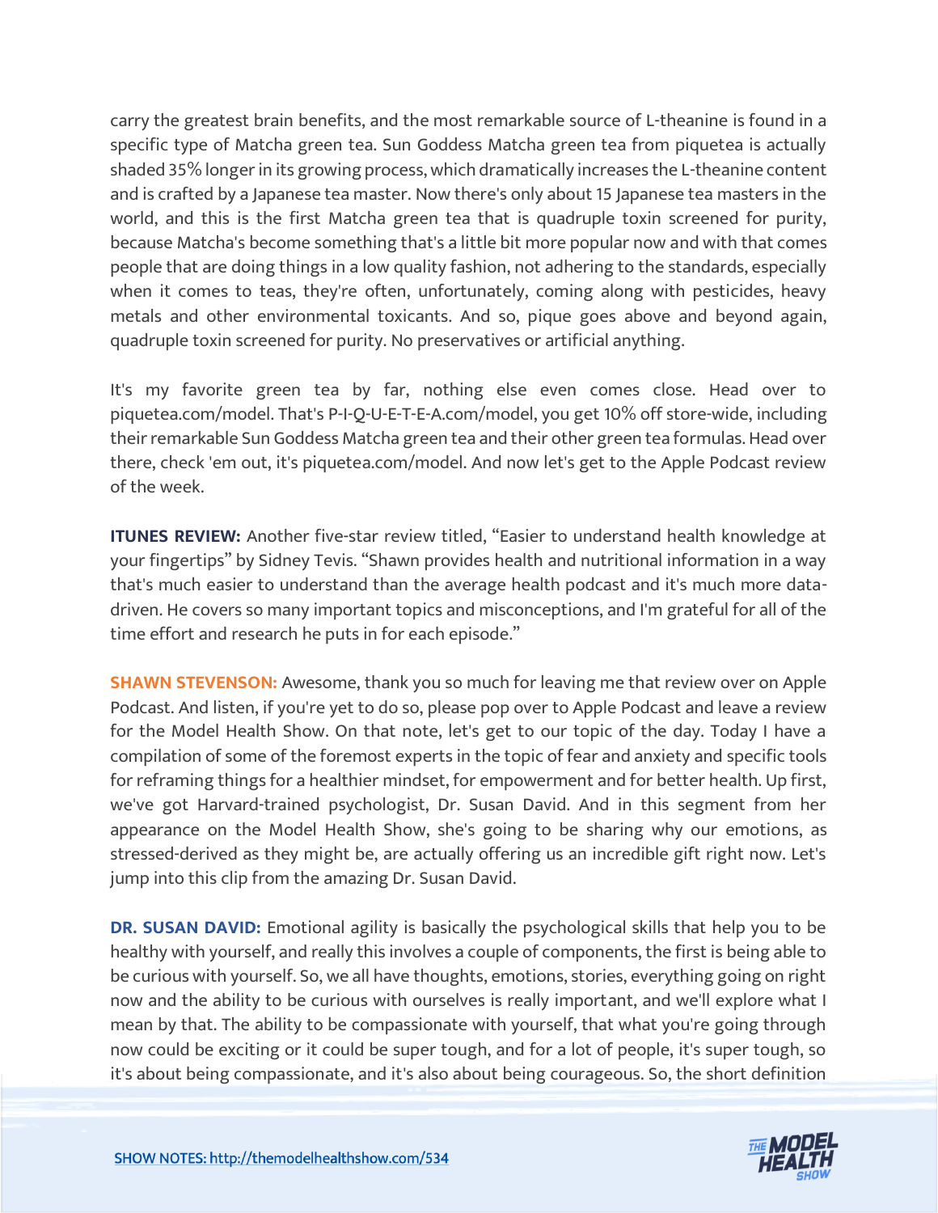carry the greatest brain benefits, and the most remarkable source of L-theanine is found in a specific type of Matcha green tea. Sun Goddess Matcha green tea from piquetea is actually shaded 35% longer in its growing process, which dramatically increases the L-theanine content and is crafted by a Japanese tea master. Now there's only about 15 Japanese tea masters in the world, and this is the first Matcha green tea that is quadruple toxin screened for purity, because Matcha's become something that's a little bit more popular now and with that comes people that are doing things in a low quality fashion, not adhering to the standards, especially when it comes to teas, they're often, unfortunately, coming along with pesticides, heavy metals and other environmental toxicants. And so, pique goes above and beyond again, quadruple toxin screened for purity. No preservatives or artificial anything.

It's my favorite green tea by far, nothing else even comes close. Head over to piquetea.com/model. That's P-I-Q-U-E-T-E-A.com/model, you get 10% off store-wide, including their remarkable Sun Goddess Matcha green tea and their other green tea formulas. Head over there, check 'em out, it's piquetea.com/model. And now let's get to the Apple Podcast review of the week.

**ITUNES REVIEW:** Another five-star review titled, "Easier to understand health knowledge at your fingertips" by Sidney Tevis. "Shawn provides health and nutritional information in a way that's much easier to understand than the average health podcast and it's much more data-driven. He covers so many important topics and misconceptions, and I'm grateful for all of the time effort and research he puts in for each episode."

**SHAWN STEVENSON:** Awesome, thank you so much for leaving me that review over on Apple Podcast. And listen, if you're yet to do so, please pop over to Apple Podcast and leave a review for the Model Health Show. On that note, let's get to our topic of the day. Today I have a compilation of some of the foremost experts in the topic of fear and anxiety and specific tools for reframing things for a healthier mindset, for empowerment and for better health. Up first, we've got Harvard-trained psychologist, Dr. Susan David. And in this segment from her appearance on the Model Health Show, she's going to be sharing why our emotions, as stressed-derived as they might be, are actually offering us an incredible gift right now. Let's jump into this clip from the amazing Dr. Susan David.

**DR. SUSAN DAVID:** Emotional agility is basically the psychological skills that help you to be healthy with yourself, and really this involves a couple of components, the first is being able to be curious with yourself. So, we all have thoughts, emotions, stories, everything going on right now and the ability to be curious with ourselves is really important, and we'll explore what I mean by that. The ability to be compassionate with yourself, that what you're going through now could be exciting or it could be super tough, and for a lot of people, it's super tough, so it's about being compassionate, and it's also about being courageous. So, the short definition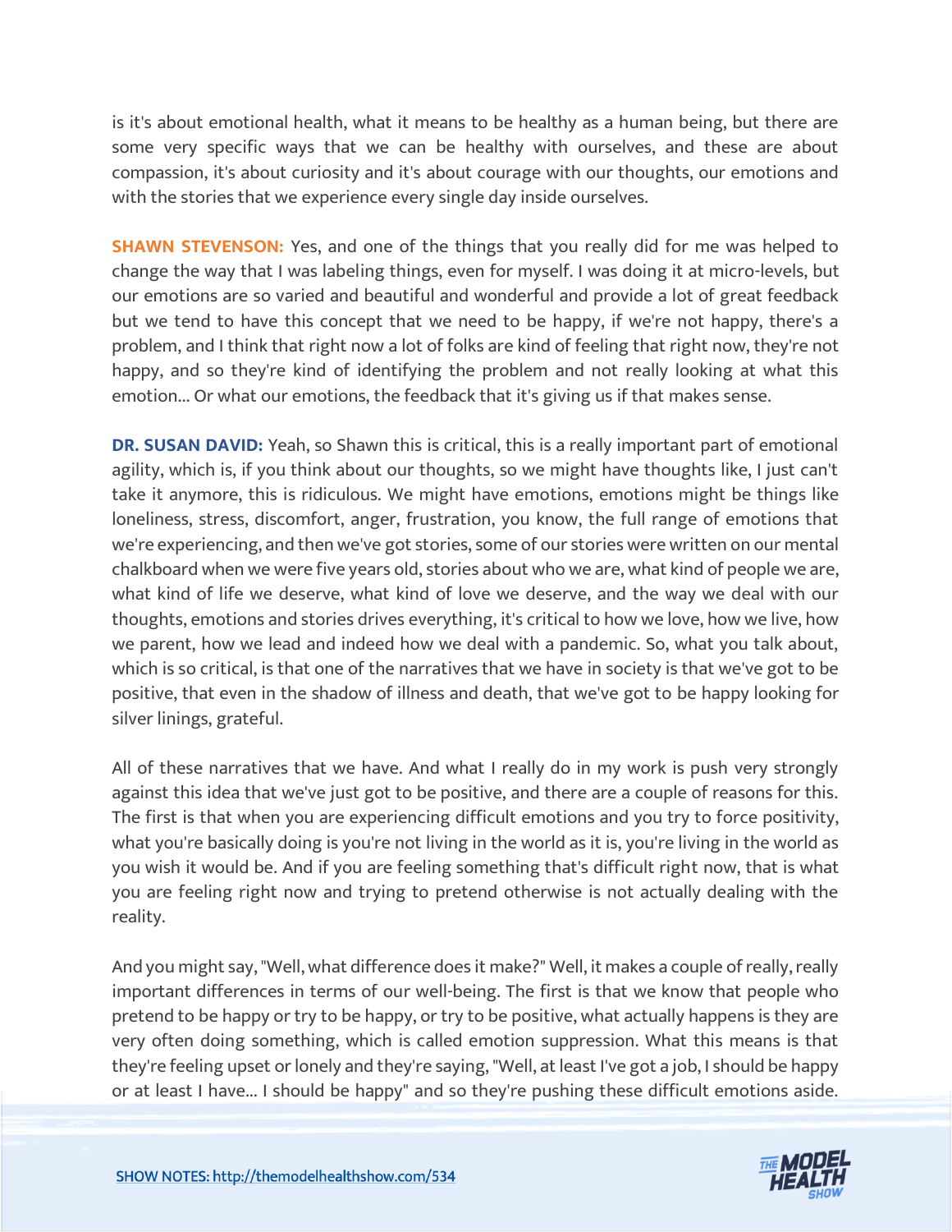is it's about emotional health, what it means to be healthy as a human being, but there are some very specific ways that we can be healthy with ourselves, and these are about compassion, it's about curiosity and it's about courage with our thoughts, our emotions and with the stories that we experience every single day inside ourselves.

**SHAWN STEVENSON:** Yes, and one of the things that you really did for me was helped to change the way that I was labeling things, even for myself. I was doing it at micro-levels, but our emotions are so varied and beautiful and wonderful and provide a lot of great feedback but we tend to have this concept that we need to be happy, if we're not happy, there's a problem, and I think that right now a lot of folks are kind of feeling that right now, they're not happy, and so they're kind of identifying the problem and not really looking at what this emotion... Or what our emotions, the feedback that it's giving us if that makes sense.

**DR. SUSAN DAVID:** Yeah, so Shawn this is critical, this is a really important part of emotional agility, which is, if you think about our thoughts, so we might have thoughts like, I just can't take it anymore, this is ridiculous. We might have emotions, emotions might be things like loneliness, stress, discomfort, anger, frustration, you know, the full range of emotions that we're experiencing, and then we've got stories, some of our stories were written on our mental chalkboard when we were five years old, stories about who we are, what kind of people we are, what kind of life we deserve, what kind of love we deserve, and the way we deal with our thoughts, emotions and stories drives everything, it's critical to how we love, how we live, how we parent, how we lead and indeed how we deal with a pandemic. So, what you talk about, which is so critical, is that one of the narratives that we have in society is that we've got to be positive, that even in the shadow of illness and death, that we've got to be happy looking for silver linings, grateful.

All of these narratives that we have. And what I really do in my work is push very strongly against this idea that we've just got to be positive, and there are a couple of reasons for this. The first is that when you are experiencing difficult emotions and you try to force positivity, what you're basically doing is you're not living in the world as it is, you're living in the world as you wish it would be. And if you are feeling something that's difficult right now, that is what you are feeling right now and trying to pretend otherwise is not actually dealing with the reality.

And you might say, "Well, what difference does it make?" Well, it makes a couple of really, really important differences in terms of our well-being. The first is that we know that people who pretend to be happy or try to be happy, or try to be positive, what actually happens is they are very often doing something, which is called emotion suppression. What this means is that they're feeling upset or lonely and they're saying, "Well, at least I've got a job, I should be happy or at least I have... I should be happy" and so they're pushing these difficult emotions aside.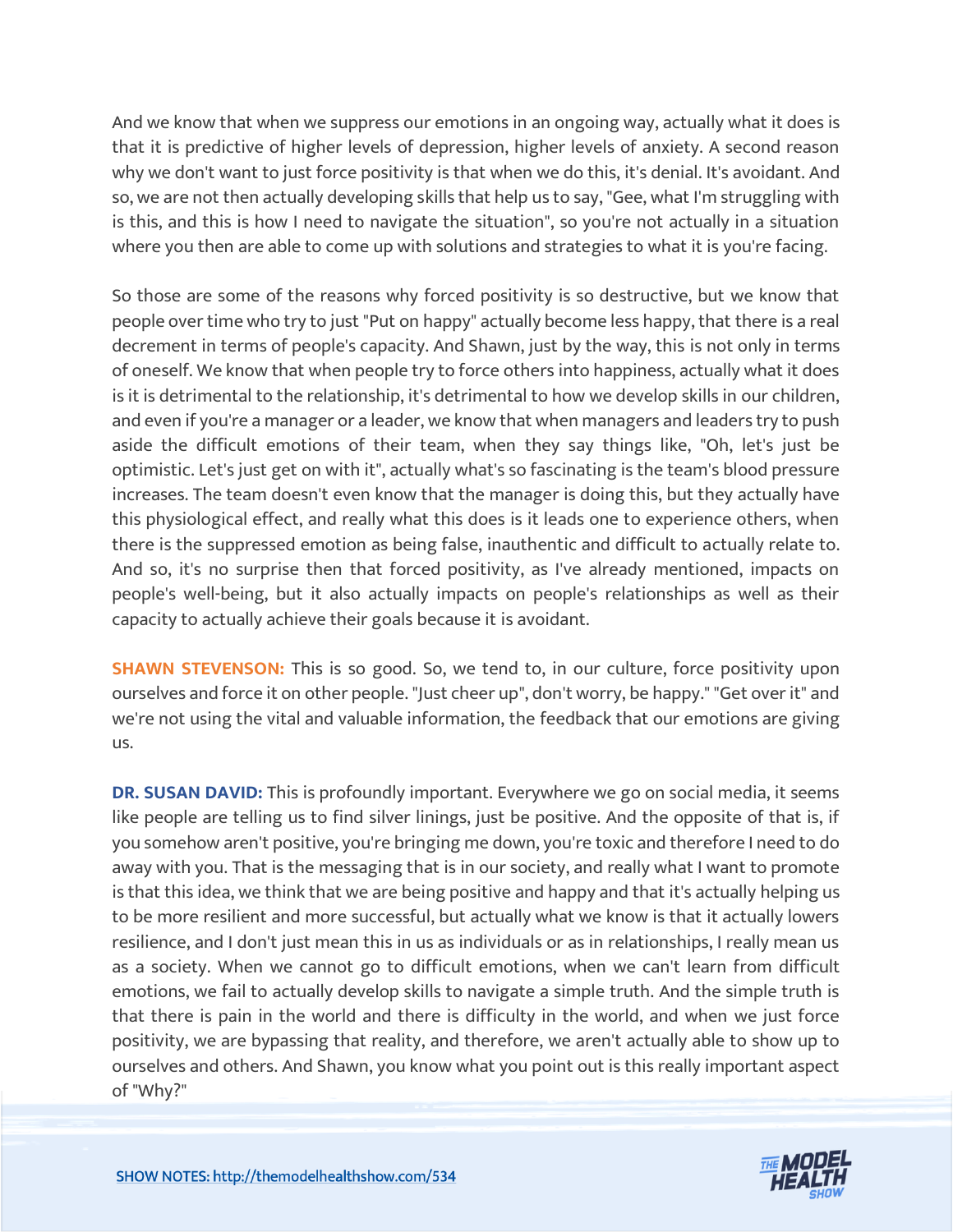And we know that when we suppress our emotions in an ongoing way, actually what it does is that it is predictive of higher levels of depression, higher levels of anxiety. A second reason why we don't want to just force positivity is that when we do this, it's denial. It's avoidant. And so, we are not then actually developing skills that help us to say, "Gee, what I'm struggling with is this, and this is how I need to navigate the situation", so you're not actually in a situation where you then are able to come up with solutions and strategies to what it is you're facing.

So those are some of the reasons why forced positivity is so destructive, but we know that people over time who try to just "Put on happy" actually become less happy, that there is a real decrement in terms of people's capacity. And Shawn, just by the way, this is not only in terms of oneself. We know that when people try to force others into happiness, actually what it does is it is detrimental to the relationship, it's detrimental to how we develop skills in our children, and even if you're a manager or a leader, we know that when managers and leaders try to push aside the difficult emotions of their team, when they say things like, "Oh, let's just be optimistic. Let's just get on with it", actually what's so fascinating is the team's blood pressure increases. The team doesn't even know that the manager is doing this, but they actually have this physiological effect, and really what this does is it leads one to experience others, when there is the suppressed emotion as being false, inauthentic and difficult to actually relate to. And so, it's no surprise then that forced positivity, as I've already mentioned, impacts on people's well-being, but it also actually impacts on people's relationships as well as their capacity to actually achieve their goals because it is avoidant.

**SHAWN STEVENSON:** This is so good. So, we tend to, in our culture, force positivity upon ourselves and force it on other people. "Just cheer up", don't worry, be happy." "Get over it" and we're not using the vital and valuable information, the feedback that our emotions are giving us.

**DR. SUSAN DAVID:** This is profoundly important. Everywhere we go on social media, it seems like people are telling us to find silver linings, just be positive. And the opposite of that is, if you somehow aren't positive, you're bringing me down, you're toxic and therefore I need to do away with you. That is the messaging that is in our society, and really what I want to promote is that this idea, we think that we are being positive and happy and that it's actually helping us to be more resilient and more successful, but actually what we know is that it actually lowers resilience, and I don't just mean this in us as individuals or as in relationships, I really mean us as a society. When we cannot go to difficult emotions, when we can't learn from difficult emotions, we fail to actually develop skills to navigate a simple truth. And the simple truth is that there is pain in the world and there is difficulty in the world, and when we just force positivity, we are bypassing that reality, and therefore, we aren't actually able to show up to ourselves and others. And Shawn, you know what you point out is this really important aspect of "Why?"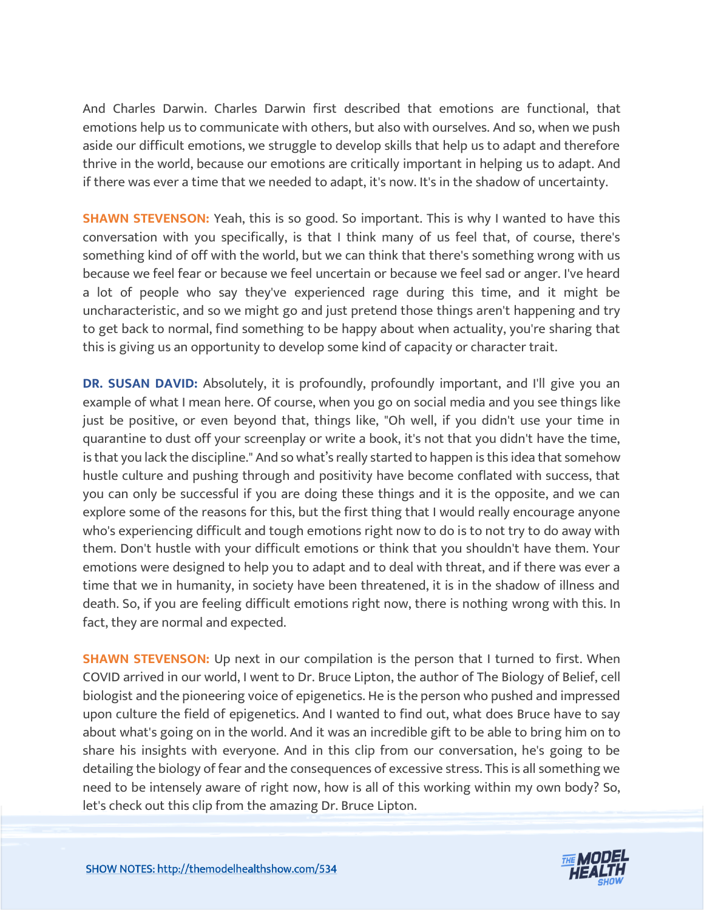And Charles Darwin. Charles Darwin first described that emotions are functional, that emotions help us to communicate with others, but also with ourselves. And so, when we push aside our difficult emotions, we struggle to develop skills that help us to adapt and therefore thrive in the world, because our emotions are critically important in helping us to adapt. And if there was ever a time that we needed to adapt, it's now. It's in the shadow of uncertainty.

**SHAWN STEVENSON:** Yeah, this is so good. So important. This is why I wanted to have this conversation with you specifically, is that I think many of us feel that, of course, there's something kind of off with the world, but we can think that there's something wrong with us because we feel fear or because we feel uncertain or because we feel sad or anger. I've heard a lot of people who say they've experienced rage during this time, and it might be uncharacteristic, and so we might go and just pretend those things aren't happening and try to get back to normal, find something to be happy about when actuality, you're sharing that this is giving us an opportunity to develop some kind of capacity or character trait.

**DR. SUSAN DAVID:** Absolutely, it is profoundly, profoundly important, and I'll give you an example of what I mean here. Of course, when you go on social media and you see things like just be positive, or even beyond that, things like, "Oh well, if you didn't use your time in quarantine to dust off your screenplay or write a book, it's not that you didn't have the time, is that you lack the discipline." And so what's really started to happen is this idea that somehow hustle culture and pushing through and positivity have become conflated with success, that you can only be successful if you are doing these things and it is the opposite, and we can explore some of the reasons for this, but the first thing that I would really encourage anyone who's experiencing difficult and tough emotions right now to do is to not try to do away with them. Don't hustle with your difficult emotions or think that you shouldn't have them. Your emotions were designed to help you to adapt and to deal with threat, and if there was ever a time that we in humanity, in society have been threatened, it is in the shadow of illness and death. So, if you are feeling difficult emotions right now, there is nothing wrong with this. In fact, they are normal and expected.

**SHAWN STEVENSON:** Up next in our compilation is the person that I turned to first. When COVID arrived in our world, I went to Dr. Bruce Lipton, the author of The Biology of Belief, cell biologist and the pioneering voice of epigenetics. He is the person who pushed and impressed upon culture the field of epigenetics. And I wanted to find out, what does Bruce have to say about what's going on in the world. And it was an incredible gift to be able to bring him on to share his insights with everyone. And in this clip from our conversation, he's going to be detailing the biology of fear and the consequences of excessive stress. This is all something we need to be intensely aware of right now, how is all of this working within my own body? So, let's check out this clip from the amazing Dr. Bruce Lipton.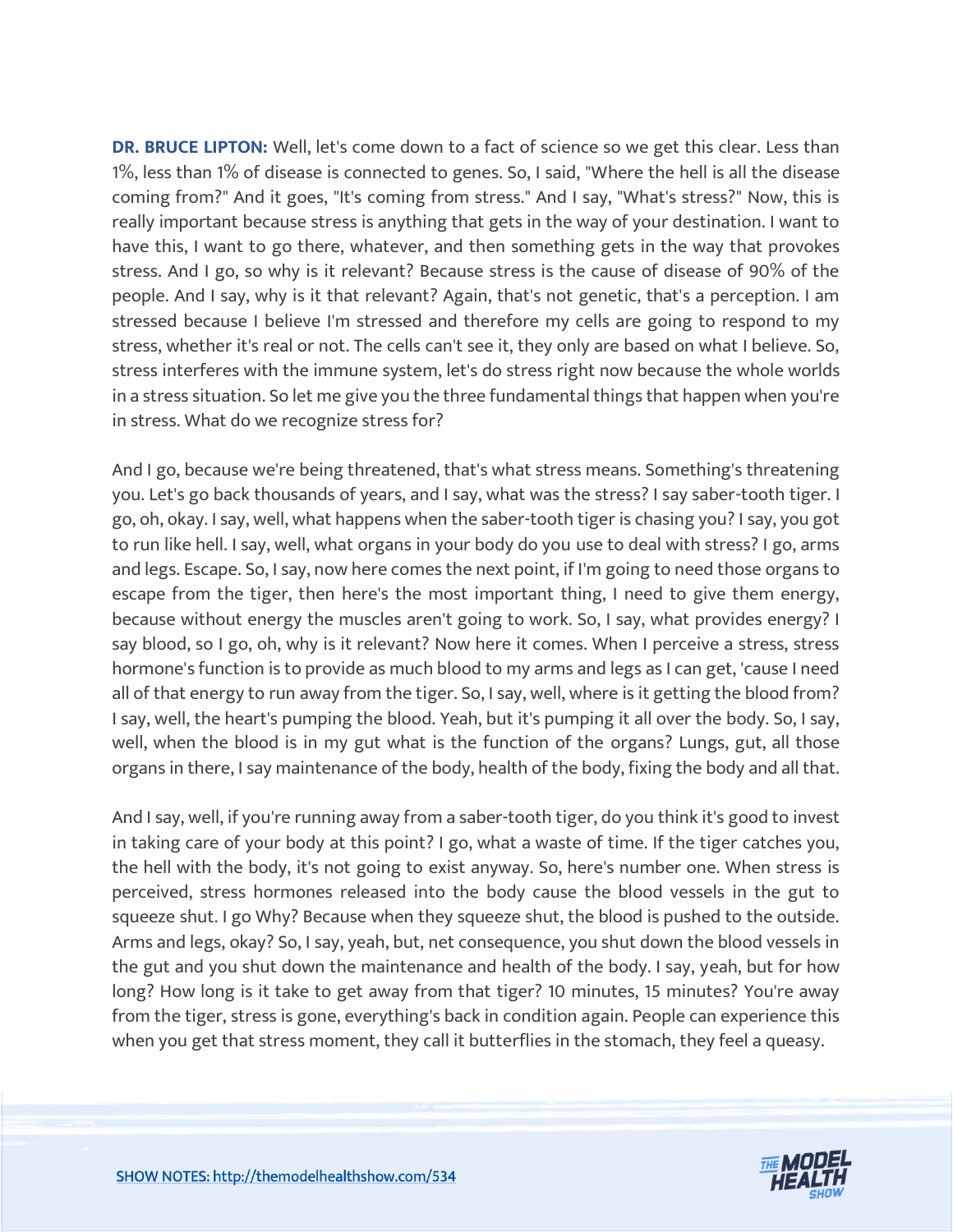**DR. BRUCE LIPTON:** Well, let's come down to a fact of science so we get this clear. Less than 1%, less than 1% of disease is connected to genes. So, I said, "Where the hell is all the disease coming from?" And it goes, "It's coming from stress." And I say, "What's stress?" Now, this is really important because stress is anything that gets in the way of your destination. I want to have this, I want to go there, whatever, and then something gets in the way that provokes stress. And I go, so why is it relevant? Because stress is the cause of disease of 90% of the people. And I say, why is it that relevant? Again, that's not genetic, that's a perception. I am stressed because I believe I'm stressed and therefore my cells are going to respond to my stress, whether it's real or not. The cells can't see it, they only are based on what I believe. So, stress interferes with the immune system, let's do stress right now because the whole worlds in a stress situation. So let me give you the three fundamental things that happen when you're in stress. What do we recognize stress for?

And I go, because we're being threatened, that's what stress means. Something's threatening you. Let's go back thousands of years, and I say, what was the stress? I say saber-tooth tiger. I go, oh, okay. I say, well, what happens when the saber-tooth tiger is chasing you? I say, you got to run like hell. I say, well, what organs in your body do you use to deal with stress? I go, arms and legs. Escape. So, I say, now here comes the next point, if I'm going to need those organs to escape from the tiger, then here's the most important thing, I need to give them energy, because without energy the muscles aren't going to work. So, I say, what provides energy? I say blood, so I go, oh, why is it relevant? Now here it comes. When I perceive a stress, stress hormone's function is to provide as much blood to my arms and legs as I can get, 'cause I need all of that energy to run away from the tiger. So, I say, well, where is it getting the blood from? I say, well, the heart's pumping the blood. Yeah, but it's pumping it all over the body. So, I say, well, when the blood is in my gut what is the function of the organs? Lungs, gut, all those organs in there, I say maintenance of the body, health of the body, fixing the body and all that.

And I say, well, if you're running away from a saber-tooth tiger, do you think it's good to invest in taking care of your body at this point? I go, what a waste of time. If the tiger catches you, the hell with the body, it's not going to exist anyway. So, here's number one. When stress is perceived, stress hormones released into the body cause the blood vessels in the gut to squeeze shut. I go Why? Because when they squeeze shut, the blood is pushed to the outside. Arms and legs, okay? So, I say, yeah, but, net consequence, you shut down the blood vessels in the gut and you shut down the maintenance and health of the body. I say, yeah, but for how long? How long is it take to get away from that tiger? 10 minutes, 15 minutes? You're away from the tiger, stress is gone, everything's back in condition again. People can experience this when you get that stress moment, they call it butterflies in the stomach, they feel a queasy.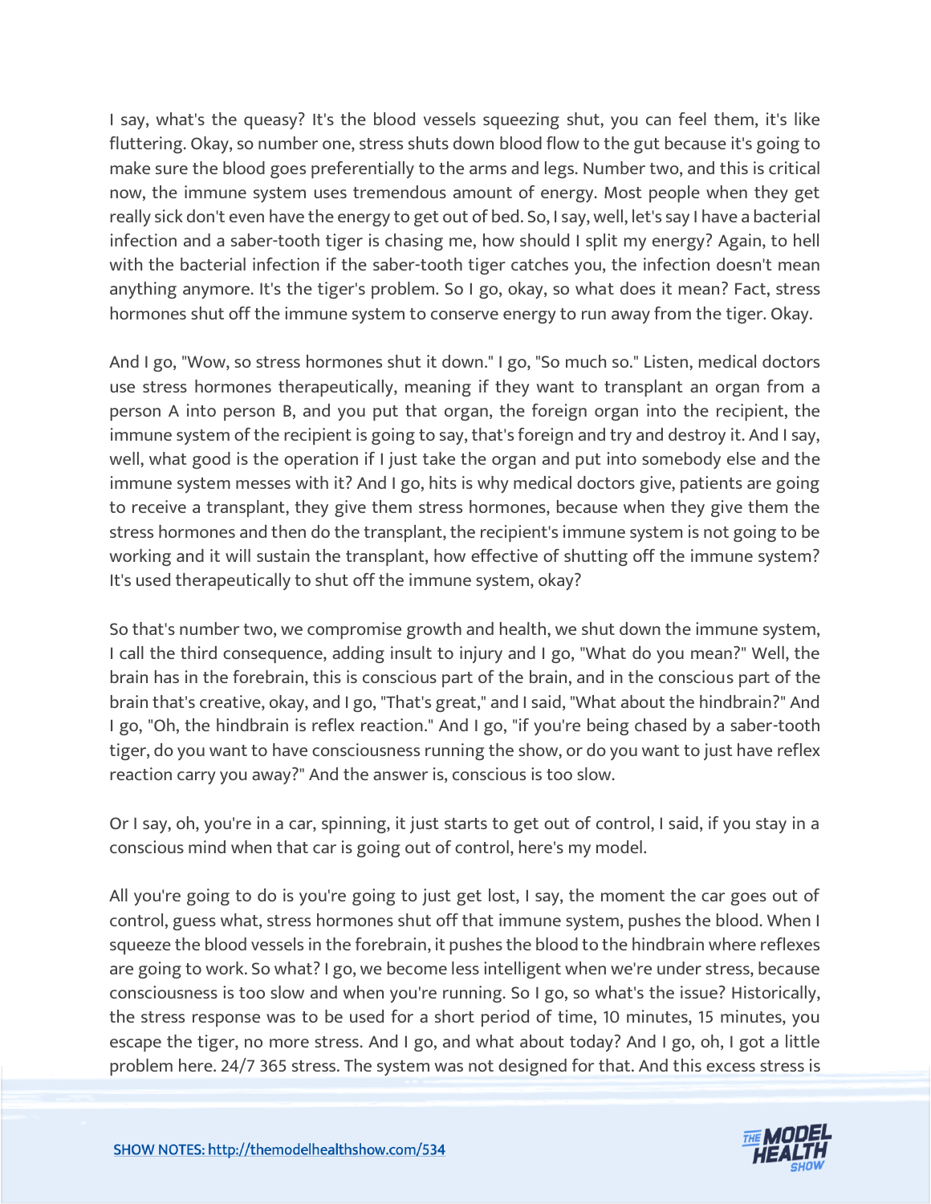I say, what's the queasy? It's the blood vessels squeezing shut, you can feel them, it's like fluttering. Okay, so number one, stress shuts down blood flow to the gut because it's going to make sure the blood goes preferentially to the arms and legs. Number two, and this is critical now, the immune system uses tremendous amount of energy. Most people when they get really sick don't even have the energy to get out of bed. So, I say, well, let's say I have a bacterial infection and a saber-tooth tiger is chasing me, how should I split my energy? Again, to hell with the bacterial infection if the saber-tooth tiger catches you, the infection doesn't mean anything anymore. It's the tiger's problem. So I go, okay, so what does it mean? Fact, stress hormones shut off the immune system to conserve energy to run away from the tiger. Okay.

And I go, "Wow, so stress hormones shut it down." I go, "So much so." Listen, medical doctors use stress hormones therapeutically, meaning if they want to transplant an organ from a person A into person B, and you put that organ, the foreign organ into the recipient, the immune system of the recipient is going to say, that's foreign and try and destroy it. And I say, well, what good is the operation if I just take the organ and put into somebody else and the immune system messes with it? And I go, hits is why medical doctors give, patients are going to receive a transplant, they give them stress hormones, because when they give them the stress hormones and then do the transplant, the recipient's immune system is not going to be working and it will sustain the transplant, how effective of shutting off the immune system? It's used therapeutically to shut off the immune system, okay?

So that's number two, we compromise growth and health, we shut down the immune system, I call the third consequence, adding insult to injury and I go, "What do you mean?" Well, the brain has in the forebrain, this is conscious part of the brain, and in the conscious part of the brain that's creative, okay, and I go, "That's great," and I said, "What about the hindbrain?" And I go, "Oh, the hindbrain is reflex reaction." And I go, "if you're being chased by a saber-tooth tiger, do you want to have consciousness running the show, or do you want to just have reflex reaction carry you away?" And the answer is, conscious is too slow.

Or I say, oh, you're in a car, spinning, it just starts to get out of control, I said, if you stay in a conscious mind when that car is going out of control, here's my model.

All you're going to do is you're going to just get lost, I say, the moment the car goes out of control, guess what, stress hormones shut off that immune system, pushes the blood. When I squeeze the blood vessels in the forebrain, it pushes the blood to the hindbrain where reflexes are going to work. So what? I go, we become less intelligent when we're under stress, because consciousness is too slow and when you're running. So I go, so what's the issue? Historically, the stress response was to be used for a short period of time, 10 minutes, 15 minutes, you escape the tiger, no more stress. And I go, and what about today? And I go, oh, I got a little problem here. 24/7 365 stress. The system was not designed for that. And this excess stress is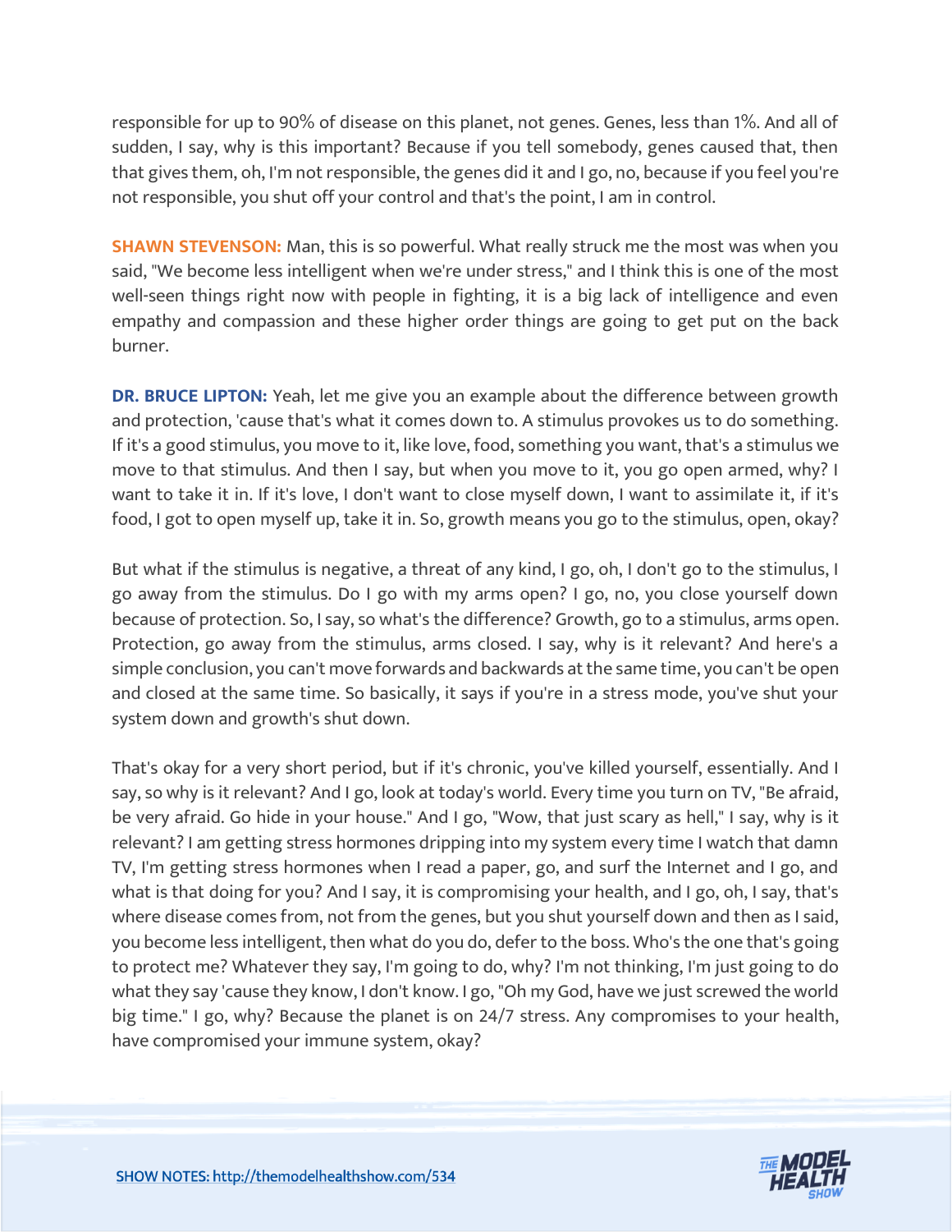responsible for up to 90% of disease on this planet, not genes. Genes, less than 1%. And all of sudden, I say, why is this important? Because if you tell somebody, genes caused that, then that gives them, oh, I'm not responsible, the genes did it and I go, no, because if you feel you're not responsible, you shut off your control and that's the point, I am in control.

**SHAWN STEVENSON:** Man, this is so powerful. What really struck me the most was when you said, "We become less intelligent when we're under stress," and I think this is one of the most well-seen things right now with people in fighting, it is a big lack of intelligence and even empathy and compassion and these higher order things are going to get put on the back burner.

**DR. BRUCE LIPTON:** Yeah, let me give you an example about the difference between growth and protection, 'cause that's what it comes down to. A stimulus provokes us to do something. If it's a good stimulus, you move to it, like love, food, something you want, that's a stimulus we move to that stimulus. And then I say, but when you move to it, you go open armed, why? I want to take it in. If it's love, I don't want to close myself down, I want to assimilate it, if it's food, I got to open myself up, take it in. So, growth means you go to the stimulus, open, okay?

But what if the stimulus is negative, a threat of any kind, I go, oh, I don't go to the stimulus, I go away from the stimulus. Do I go with my arms open? I go, no, you close yourself down because of protection. So, I say, so what's the difference? Growth, go to a stimulus, arms open. Protection, go away from the stimulus, arms closed. I say, why is it relevant? And here's a simple conclusion, you can't move forwards and backwards at the same time, you can't be open and closed at the same time. So basically, it says if you're in a stress mode, you've shut your system down and growth's shut down.

That's okay for a very short period, but if it's chronic, you've killed yourself, essentially. And I say, so why is it relevant? And I go, look at today's world. Every time you turn on TV, "Be afraid, be very afraid. Go hide in your house." And I go, "Wow, that just scary as hell," I say, why is it relevant? I am getting stress hormones dripping into my system every time I watch that damn TV, I'm getting stress hormones when I read a paper, go, and surf the Internet and I go, and what is that doing for you? And I say, it is compromising your health, and I go, oh, I say, that's where disease comes from, not from the genes, but you shut yourself down and then as I said, you become less intelligent, then what do you do, defer to the boss. Who's the one that's going to protect me? Whatever they say, I'm going to do, why? I'm not thinking, I'm just going to do what they say 'cause they know, I don't know. I go, "Oh my God, have we just screwed the world big time." I go, why? Because the planet is on 24/7 stress. Any compromises to your health, have compromised your immune system, okay?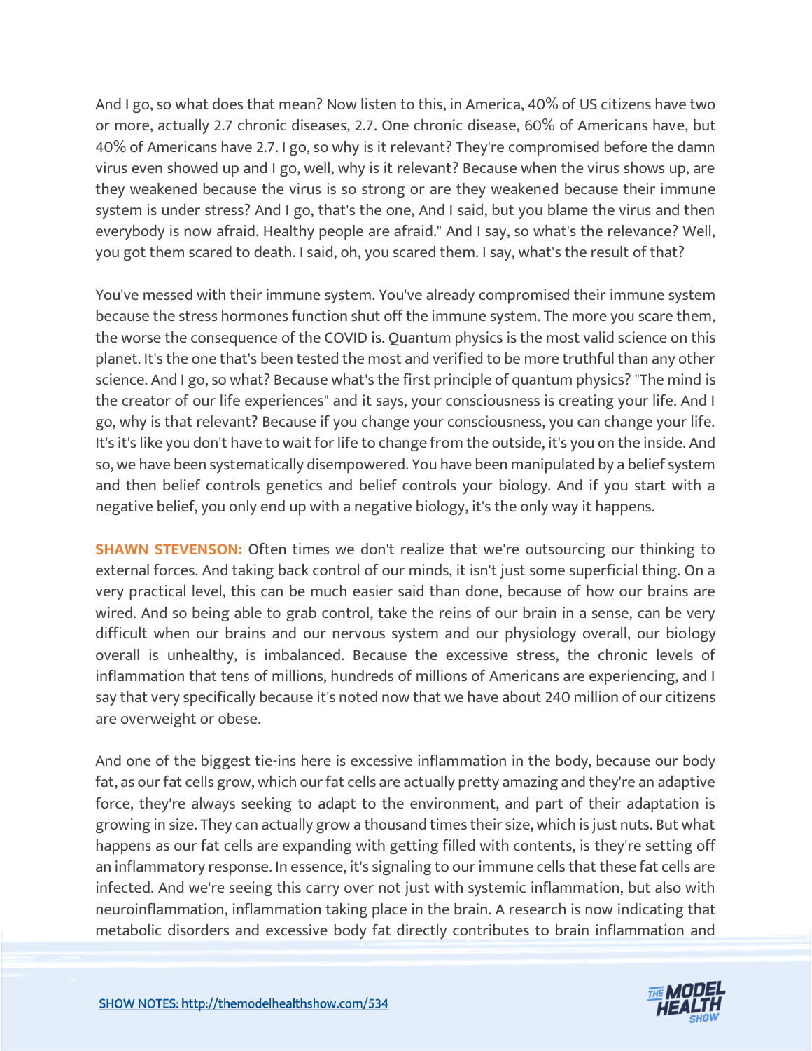And I go, so what does that mean? Now listen to this, in America, 40% of US citizens have two or more, actually 2.7 chronic diseases, 2.7. One chronic disease, 60% of Americans have, but 40% of Americans have 2.7. I go, so why is it relevant? They're compromised before the damn virus even showed up and I go, well, why is it relevant? Because when the virus shows up, are they weakened because the virus is so strong or are they weakened because their immune system is under stress? And I go, that's the one, And I said, but you blame the virus and then everybody is now afraid. Healthy people are afraid." And I say, so what's the relevance? Well, you got them scared to death. I said, oh, you scared them. I say, what's the result of that?

You've messed with their immune system. You've already compromised their immune system because the stress hormones function shut off the immune system. The more you scare them, the worse the consequence of the COVID is. Quantum physics is the most valid science on this planet. It's the one that's been tested the most and verified to be more truthful than any other science. And I go, so what? Because what's the first principle of quantum physics? "The mind is the creator of our life experiences" and it says, your consciousness is creating your life. And I go, why is that relevant? Because if you change your consciousness, you can change your life. It's it's like you don't have to wait for life to change from the outside, it's you on the inside. And so, we have been systematically disempowered. You have been manipulated by a belief system and then belief controls genetics and belief controls your biology. And if you start with a negative belief, you only end up with a negative biology, it's the only way it happens.

**SHAWN STEVENSON:** Often times we don't realize that we're outsourcing our thinking to external forces. And taking back control of our minds, it isn't just some superficial thing. On a very practical level, this can be much easier said than done, because of how our brains are wired. And so being able to grab control, take the reins of our brain in a sense, can be very difficult when our brains and our nervous system and our physiology overall, our biology overall is unhealthy, is imbalanced. Because the excessive stress, the chronic levels of inflammation that tens of millions, hundreds of millions of Americans are experiencing, and I say that very specifically because it's noted now that we have about 240 million of our citizens are overweight or obese.

And one of the biggest tie-ins here is excessive inflammation in the body, because our body fat, as our fat cells grow, which our fat cells are actually pretty amazing and they're an adaptive force, they're always seeking to adapt to the environment, and part of their adaptation is growing in size. They can actually grow a thousand times their size, which is just nuts. But what happens as our fat cells are expanding with getting filled with contents, is they're setting off an inflammatory response. In essence, it's signaling to our immune cells that these fat cells are infected. And we're seeing this carry over not just with systemic inflammation, but also with neuroinflammation, inflammation taking place in the brain. A research is now indicating that metabolic disorders and excessive body fat directly contributes to brain inflammation and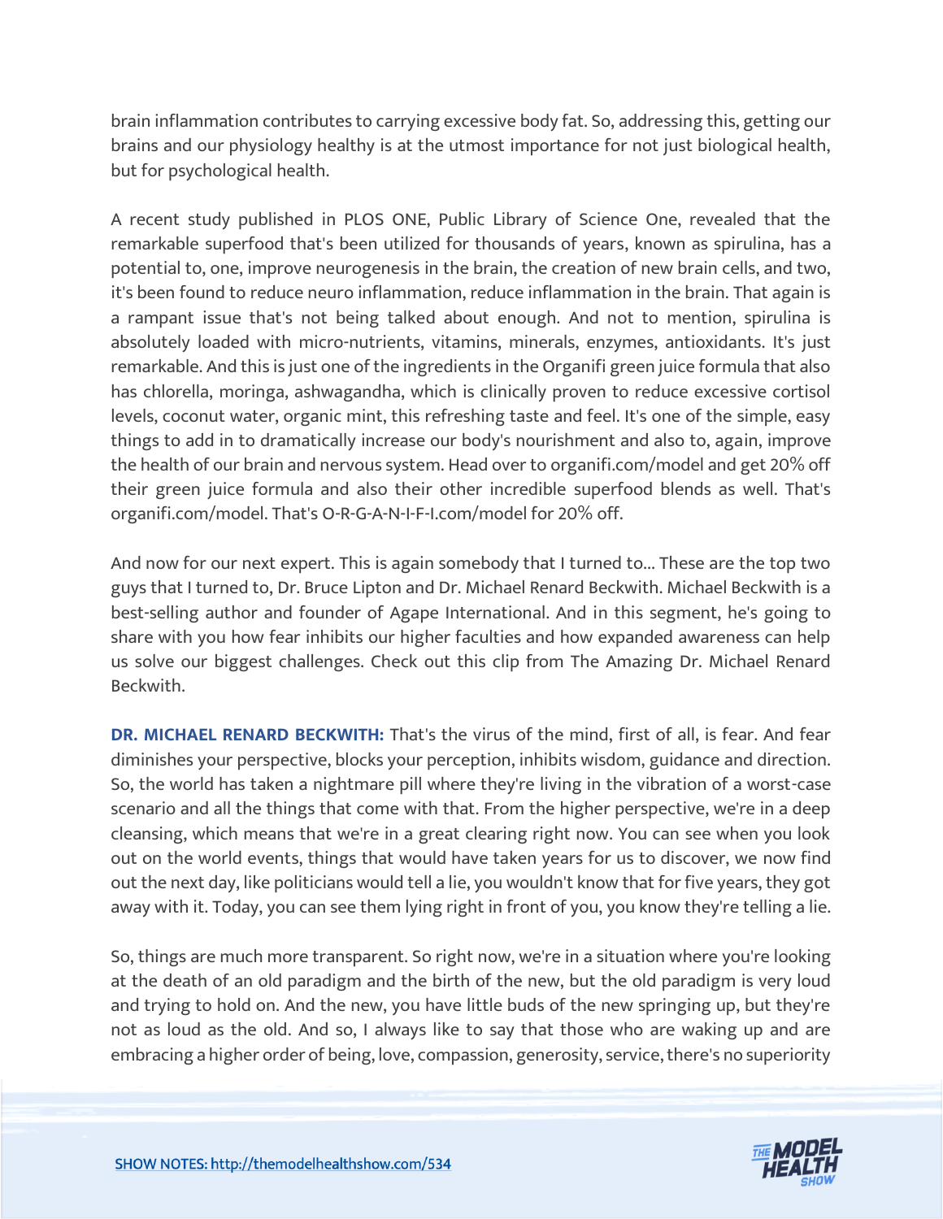brain inflammation contributes to carrying excessive body fat. So, addressing this, getting our brains and our physiology healthy is at the utmost importance for not just biological health, but for psychological health.

A recent study published in PLOS ONE, Public Library of Science One, revealed that the remarkable superfood that's been utilized for thousands of years, known as spirulina, has a potential to, one, improve neurogenesis in the brain, the creation of new brain cells, and two, it's been found to reduce neuro inflammation, reduce inflammation in the brain. That again is a rampant issue that's not being talked about enough. And not to mention, spirulina is absolutely loaded with micro-nutrients, vitamins, minerals, enzymes, antioxidants. It's just remarkable. And this is just one of the ingredients in the Organifi green juice formula that also has chlorella, moringa, ashwagandha, which is clinically proven to reduce excessive cortisol levels, coconut water, organic mint, this refreshing taste and feel. It's one of the simple, easy things to add in to dramatically increase our body's nourishment and also to, again, improve the health of our brain and nervous system. Head over to organifi.com/model and get 20% off their green juice formula and also their other incredible superfood blends as well. That's organifi.com/model. That's O-R-G-A-N-I-F-I.com/model for 20% off.

And now for our next expert. This is again somebody that I turned to... These are the top two guys that I turned to, Dr. Bruce Lipton and Dr. Michael Renard Beckwith. Michael Beckwith is a best-selling author and founder of Agape International. And in this segment, he's going to share with you how fear inhibits our higher faculties and how expanded awareness can help us solve our biggest challenges. Check out this clip from The Amazing Dr. Michael Renard Beckwith.

**DR. MICHAEL RENARD BECKWITH:** That's the virus of the mind, first of all, is fear. And fear diminishes your perspective, blocks your perception, inhibits wisdom, guidance and direction. So, the world has taken a nightmare pill where they're living in the vibration of a worst-case scenario and all the things that come with that. From the higher perspective, we're in a deep cleansing, which means that we're in a great clearing right now. You can see when you look out on the world events, things that would have taken years for us to discover, we now find out the next day, like politicians would tell a lie, you wouldn't know that for five years, they got away with it. Today, you can see them lying right in front of you, you know they're telling a lie.

So, things are much more transparent. So right now, we're in a situation where you're looking at the death of an old paradigm and the birth of the new, but the old paradigm is very loud and trying to hold on. And the new, you have little buds of the new springing up, but they're not as loud as the old. And so, I always like to say that those who are waking up and are embracing a higher order of being, love, compassion, generosity, service, there's no superiority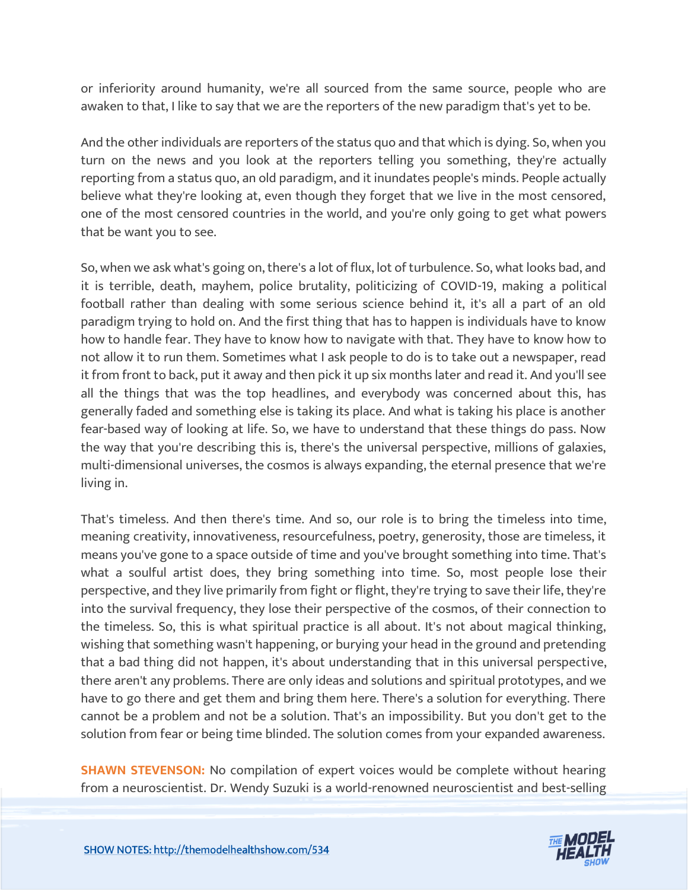or inferiority around humanity, we're all sourced from the same source, people who are awaken to that, I like to say that we are the reporters of the new paradigm that's yet to be.

And the other individuals are reporters of the status quo and that which is dying. So, when you turn on the news and you look at the reporters telling you something, they're actually reporting from a status quo, an old paradigm, and it inundates people's minds. People actually believe what they're looking at, even though they forget that we live in the most censored, one of the most censored countries in the world, and you're only going to get what powers that be want you to see.

So, when we ask what's going on, there's a lot of flux, lot of turbulence. So, what looks bad, and it is terrible, death, mayhem, police brutality, politicizing of COVID-19, making a political football rather than dealing with some serious science behind it, it's all a part of an old paradigm trying to hold on. And the first thing that has to happen is individuals have to know how to handle fear. They have to know how to navigate with that. They have to know how to not allow it to run them. Sometimes what I ask people to do is to take out a newspaper, read it from front to back, put it away and then pick it up six months later and read it. And you'll see all the things that was the top headlines, and everybody was concerned about this, has generally faded and something else is taking its place. And what is taking his place is another fear-based way of looking at life. So, we have to understand that these things do pass. Now the way that you're describing this is, there's the universal perspective, millions of galaxies, multi-dimensional universes, the cosmos is always expanding, the eternal presence that we're living in.

That's timeless. And then there's time. And so, our role is to bring the timeless into time, meaning creativity, innovativeness, resourcefulness, poetry, generosity, those are timeless, it means you've gone to a space outside of time and you've brought something into time. That's what a soulful artist does, they bring something into time. So, most people lose their perspective, and they live primarily from fight or flight, they're trying to save their life, they're into the survival frequency, they lose their perspective of the cosmos, of their connection to the timeless. So, this is what spiritual practice is all about. It's not about magical thinking, wishing that something wasn't happening, or burying your head in the ground and pretending that a bad thing did not happen, it's about understanding that in this universal perspective, there aren't any problems. There are only ideas and solutions and spiritual prototypes, and we have to go there and get them and bring them here. There's a solution for everything. There cannot be a problem and not be a solution. That's an impossibility. But you don't get to the solution from fear or being time blinded. The solution comes from your expanded awareness.

**SHAWN STEVENSON:** No compilation of expert voices would be complete without hearing from a neuroscientist. Dr. Wendy Suzuki is a world-renowned neuroscientist and best-selling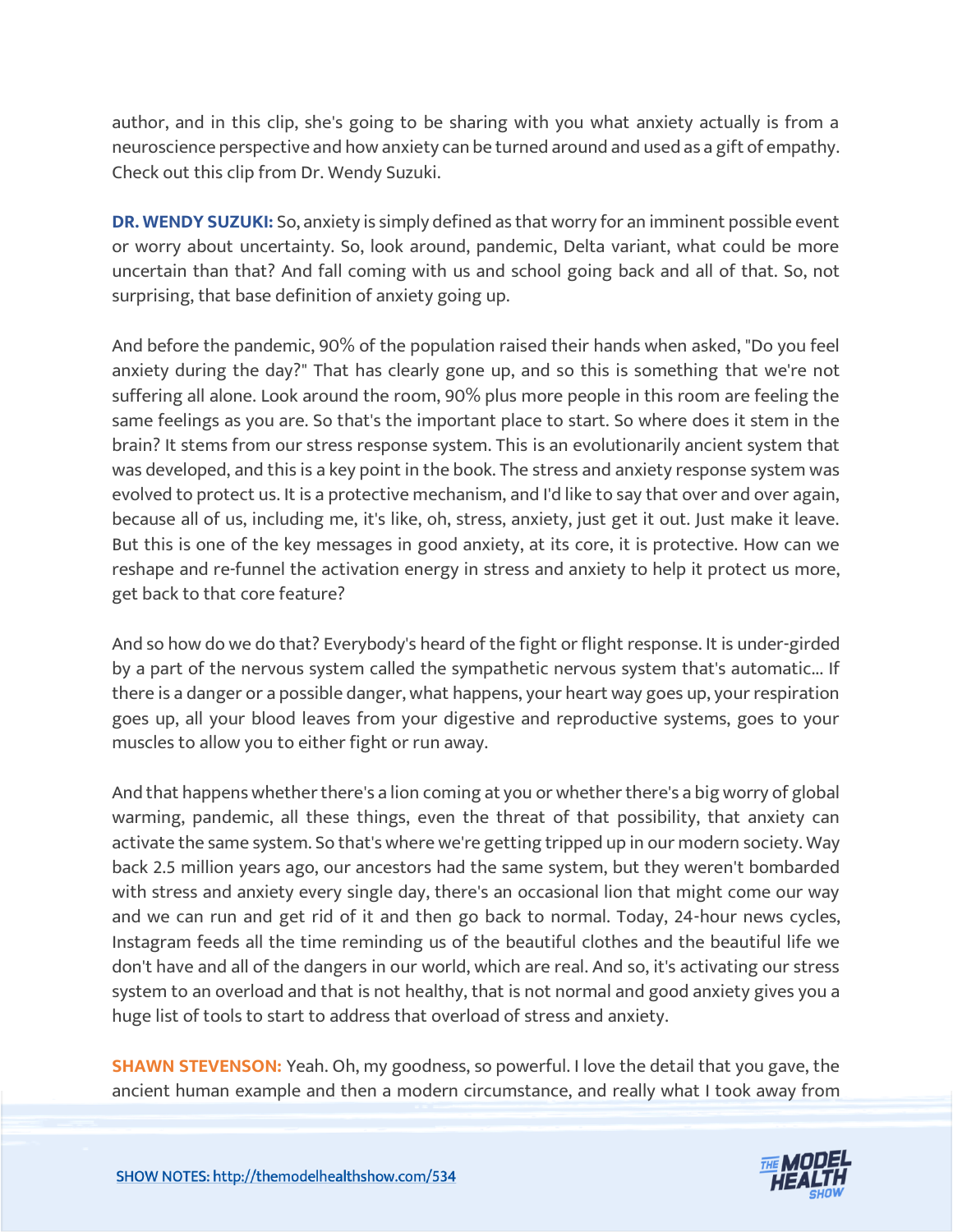author, and in this clip, she's going to be sharing with you what anxiety actually is from a neuroscience perspective and how anxiety can be turned around and used as a gift of empathy. Check out this clip from Dr. Wendy Suzuki.

**DR. WENDY SUZUKI:** So, anxiety is simply defined as that worry for an imminent possible event or worry about uncertainty. So, look around, pandemic, Delta variant, what could be more uncertain than that? And fall coming with us and school going back and all of that. So, not surprising, that base definition of anxiety going up.

And before the pandemic, 90% of the population raised their hands when asked, "Do you feel anxiety during the day?" That has clearly gone up, and so this is something that we're not suffering all alone. Look around the room, 90% plus more people in this room are feeling the same feelings as you are. So that's the important place to start. So where does it stem in the brain? It stems from our stress response system. This is an evolutionarily ancient system that was developed, and this is a key point in the book. The stress and anxiety response system was evolved to protect us. It is a protective mechanism, and I'd like to say that over and over again, because all of us, including me, it's like, oh, stress, anxiety, just get it out. Just make it leave. But this is one of the key messages in good anxiety, at its core, it is protective. How can we reshape and re-funnel the activation energy in stress and anxiety to help it protect us more, get back to that core feature?

And so how do we do that? Everybody's heard of the fight or flight response. It is under-girded by a part of the nervous system called the sympathetic nervous system that's automatic... If there is a danger or a possible danger, what happens, your heart way goes up, your respiration goes up, all your blood leaves from your digestive and reproductive systems, goes to your muscles to allow you to either fight or run away.

And that happens whether there's a lion coming at you or whether there's a big worry of global warming, pandemic, all these things, even the threat of that possibility, that anxiety can activate the same system. So that's where we're getting tripped up in our modern society. Way back 2.5 million years ago, our ancestors had the same system, but they weren't bombarded with stress and anxiety every single day, there's an occasional lion that might come our way and we can run and get rid of it and then go back to normal. Today, 24-hour news cycles, Instagram feeds all the time reminding us of the beautiful clothes and the beautiful life we don't have and all of the dangers in our world, which are real. And so, it's activating our stress system to an overload and that is not healthy, that is not normal and good anxiety gives you a huge list of tools to start to address that overload of stress and anxiety.

**SHAWN STEVENSON:** Yeah. Oh, my goodness, so powerful. I love the detail that you gave, the ancient human example and then a modern circumstance, and really what I took away from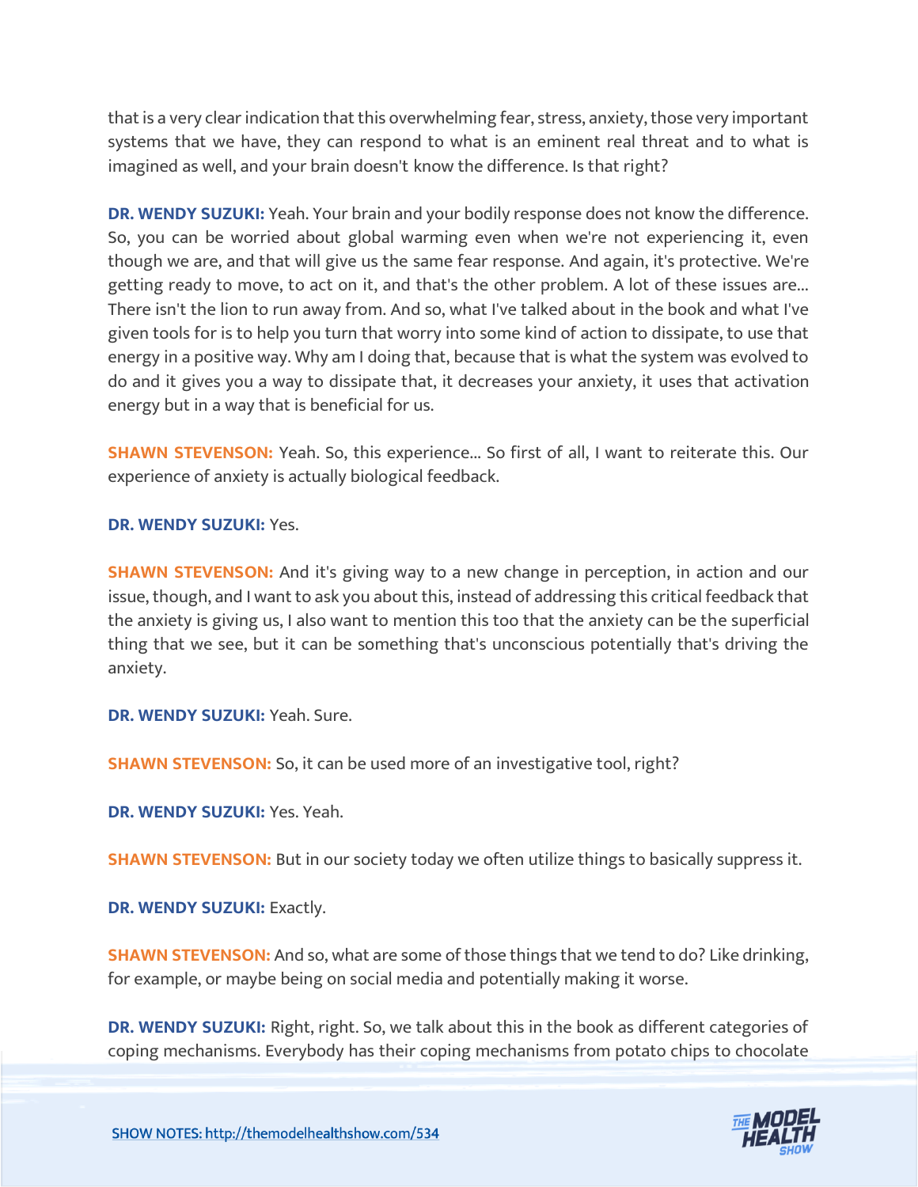that is a very clear indication that this overwhelming fear, stress, anxiety, those very important systems that we have, they can respond to what is an eminent real threat and to what is imagined as well, and your brain doesn't know the difference. Is that right?

**DR. WENDY SUZUKI:** Yeah. Your brain and your bodily response does not know the difference. So, you can be worried about global warming even when we're not experiencing it, even though we are, and that will give us the same fear response. And again, it's protective. We're getting ready to move, to act on it, and that's the other problem. A lot of these issues are... There isn't the lion to run away from. And so, what I've talked about in the book and what I've given tools for is to help you turn that worry into some kind of action to dissipate, to use that energy in a positive way. Why am I doing that, because that is what the system was evolved to do and it gives you a way to dissipate that, it decreases your anxiety, it uses that activation energy but in a way that is beneficial for us.

**SHAWN STEVENSON:** Yeah. So, this experience... So first of all, I want to reiterate this. Our experience of anxiety is actually biological feedback.

**DR. WENDY SUZUKI:** Yes.

**SHAWN STEVENSON:** And it's giving way to a new change in perception, in action and our issue, though, and I want to ask you about this, instead of addressing this critical feedback that the anxiety is giving us, I also want to mention this too that the anxiety can be the superficial thing that we see, but it can be something that's unconscious potentially that's driving the anxiety.

**DR. WENDY SUZUKI:** Yeah. Sure.

**SHAWN STEVENSON:** So, it can be used more of an investigative tool, right?

**DR. WENDY SUZUKI:** Yes. Yeah.

**SHAWN STEVENSON:** But in our society today we often utilize things to basically suppress it.

**DR. WENDY SUZUKI:** Exactly.

**SHAWN STEVENSON:** And so, what are some of those things that we tend to do? Like drinking, for example, or maybe being on social media and potentially making it worse.

**DR. WENDY SUZUKI:** Right, right. So, we talk about this in the book as different categories of coping mechanisms. Everybody has their coping mechanisms from potato chips to chocolate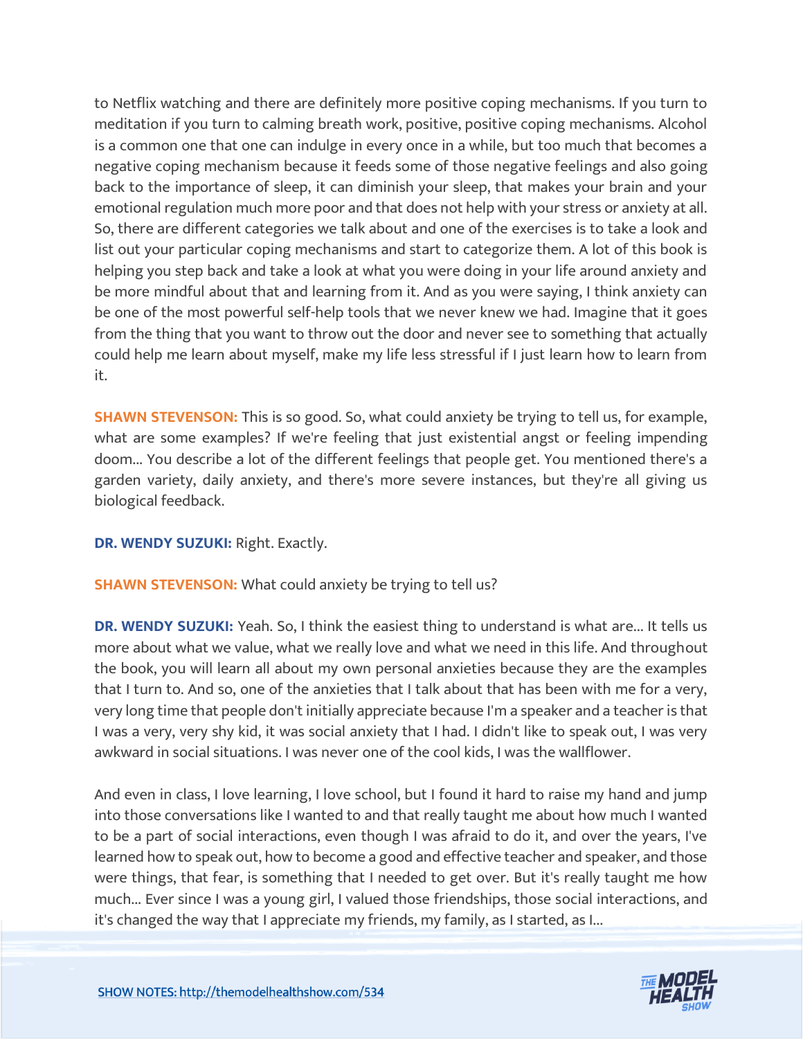to Netflix watching and there are definitely more positive coping mechanisms. If you turn to meditation if you turn to calming breath work, positive, positive coping mechanisms. Alcohol is a common one that one can indulge in every once in a while, but too much that becomes a negative coping mechanism because it feeds some of those negative feelings and also going back to the importance of sleep, it can diminish your sleep, that makes your brain and your emotional regulation much more poor and that does not help with your stress or anxiety at all. So, there are different categories we talk about and one of the exercises is to take a look and list out your particular coping mechanisms and start to categorize them. A lot of this book is helping you step back and take a look at what you were doing in your life around anxiety and be more mindful about that and learning from it. And as you were saying, I think anxiety can be one of the most powerful self-help tools that we never knew we had. Imagine that it goes from the thing that you want to throw out the door and never see to something that actually could help me learn about myself, make my life less stressful if I just learn how to learn from it.

**SHAWN STEVENSON:** This is so good. So, what could anxiety be trying to tell us, for example, what are some examples? If we're feeling that just existential angst or feeling impending doom... You describe a lot of the different feelings that people get. You mentioned there's a garden variety, daily anxiety, and there's more severe instances, but they're all giving us biological feedback.

**DR. WENDY SUZUKI:** Right. Exactly.

**SHAWN STEVENSON:** What could anxiety be trying to tell us?

**DR. WENDY SUZUKI:** Yeah. So, I think the easiest thing to understand is what are... It tells us more about what we value, what we really love and what we need in this life. And throughout the book, you will learn all about my own personal anxieties because they are the examples that I turn to. And so, one of the anxieties that I talk about that has been with me for a very, very long time that people don't initially appreciate because I'm a speaker and a teacher is that I was a very, very shy kid, it was social anxiety that I had. I didn't like to speak out, I was very awkward in social situations. I was never one of the cool kids, I was the wallflower.

And even in class, I love learning, I love school, but I found it hard to raise my hand and jump into those conversations like I wanted to and that really taught me about how much I wanted to be a part of social interactions, even though I was afraid to do it, and over the years, I've learned how to speak out, how to become a good and effective teacher and speaker, and those were things, that fear, is something that I needed to get over. But it's really taught me how much... Ever since I was a young girl, I valued those friendships, those social interactions, and it's changed the way that I appreciate my friends, my family, as I started, as I...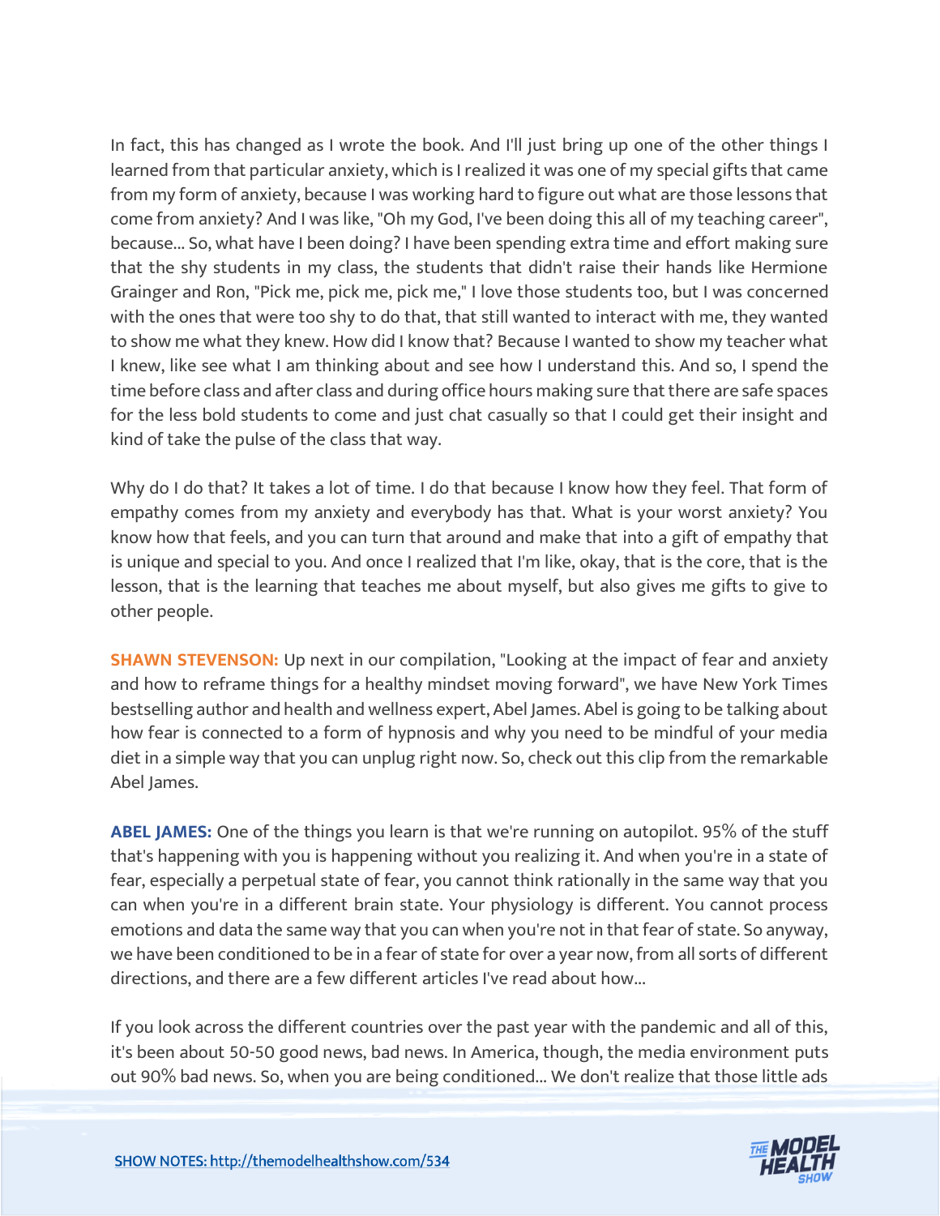In fact, this has changed as I wrote the book. And I'll just bring up one of the other things I learned from that particular anxiety, which is I realized it was one of my special gifts that came from my form of anxiety, because I was working hard to figure out what are those lessons that come from anxiety? And I was like, "Oh my God, I've been doing this all of my teaching career", because... So, what have I been doing? I have been spending extra time and effort making sure that the shy students in my class, the students that didn't raise their hands like Hermione Grainger and Ron, "Pick me, pick me, pick me," I love those students too, but I was concerned with the ones that were too shy to do that, that still wanted to interact with me, they wanted to show me what they knew. How did I know that? Because I wanted to show my teacher what I knew, like see what I am thinking about and see how I understand this. And so, I spend the time before class and after class and during office hours making sure that there are safe spaces for the less bold students to come and just chat casually so that I could get their insight and kind of take the pulse of the class that way.

Why do I do that? It takes a lot of time. I do that because I know how they feel. That form of empathy comes from my anxiety and everybody has that. What is your worst anxiety? You know how that feels, and you can turn that around and make that into a gift of empathy that is unique and special to you. And once I realized that I'm like, okay, that is the core, that is the lesson, that is the learning that teaches me about myself, but also gives me gifts to give to other people.

**SHAWN STEVENSON:** Up next in our compilation, "Looking at the impact of fear and anxiety and how to reframe things for a healthy mindset moving forward", we have New York Times bestselling author and health and wellness expert, Abel James. Abel is going to be talking about how fear is connected to a form of hypnosis and why you need to be mindful of your media diet in a simple way that you can unplug right now. So, check out this clip from the remarkable Abel James.

**ABEL JAMES:** One of the things you learn is that we're running on autopilot. 95% of the stuff that's happening with you is happening without you realizing it. And when you're in a state of fear, especially a perpetual state of fear, you cannot think rationally in the same way that you can when you're in a different brain state. Your physiology is different. You cannot process emotions and data the same way that you can when you're not in that fear of state. So anyway, we have been conditioned to be in a fear of state for over a year now, from all sorts of different directions, and there are a few different articles I've read about how...

If you look across the different countries over the past year with the pandemic and all of this, it's been about 50-50 good news, bad news. In America, though, the media environment puts out 90% bad news. So, when you are being conditioned... We don't realize that those little ads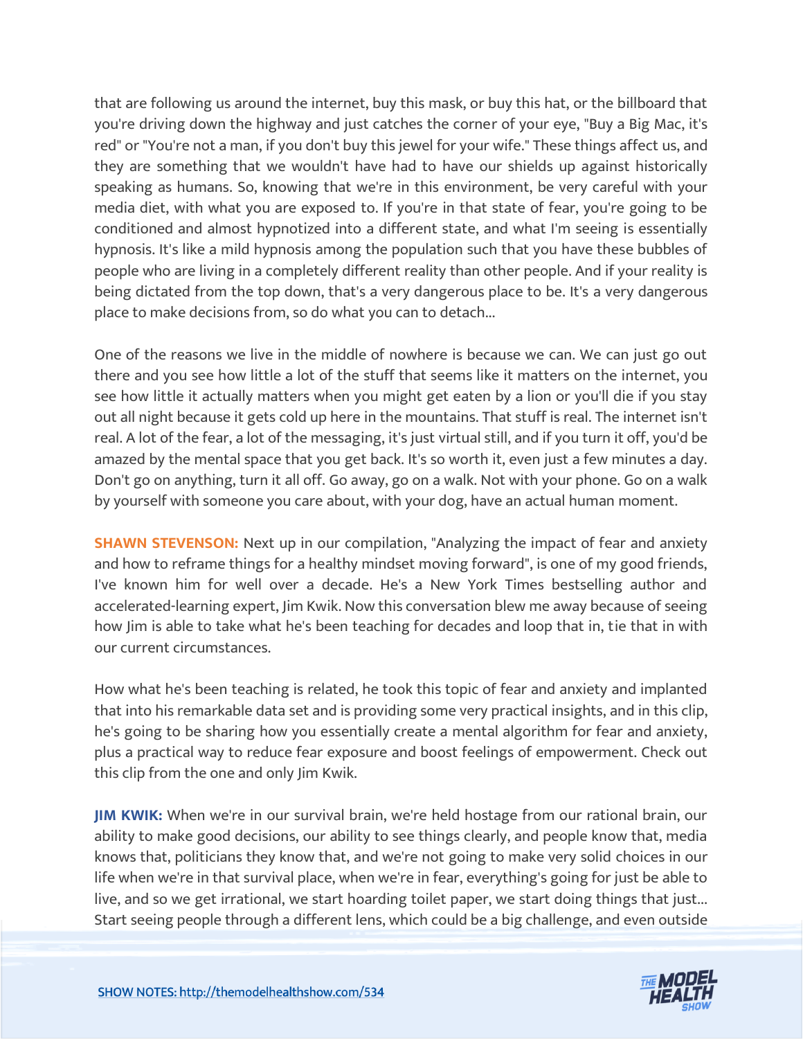that are following us around the internet, buy this mask, or buy this hat, or the billboard that you're driving down the highway and just catches the corner of your eye, "Buy a Big Mac, it's red" or "You're not a man, if you don't buy this jewel for your wife." These things affect us, and they are something that we wouldn't have had to have our shields up against historically speaking as humans. So, knowing that we're in this environment, be very careful with your media diet, with what you are exposed to. If you're in that state of fear, you're going to be conditioned and almost hypnotized into a different state, and what I'm seeing is essentially hypnosis. It's like a mild hypnosis among the population such that you have these bubbles of people who are living in a completely different reality than other people. And if your reality is being dictated from the top down, that's a very dangerous place to be. It's a very dangerous place to make decisions from, so do what you can to detach...

One of the reasons we live in the middle of nowhere is because we can. We can just go out there and you see how little a lot of the stuff that seems like it matters on the internet, you see how little it actually matters when you might get eaten by a lion or you'll die if you stay out all night because it gets cold up here in the mountains. That stuff is real. The internet isn't real. A lot of the fear, a lot of the messaging, it's just virtual still, and if you turn it off, you'd be amazed by the mental space that you get back. It's so worth it, even just a few minutes a day. Don't go on anything, turn it all off. Go away, go on a walk. Not with your phone. Go on a walk by yourself with someone you care about, with your dog, have an actual human moment.

**SHAWN STEVENSON:** Next up in our compilation, "Analyzing the impact of fear and anxiety and how to reframe things for a healthy mindset moving forward", is one of my good friends, I've known him for well over a decade. He's a New York Times bestselling author and accelerated-learning expert, Jim Kwik. Now this conversation blew me away because of seeing how Jim is able to take what he's been teaching for decades and loop that in, tie that in with our current circumstances.

How what he's been teaching is related, he took this topic of fear and anxiety and implanted that into his remarkable data set and is providing some very practical insights, and in this clip, he's going to be sharing how you essentially create a mental algorithm for fear and anxiety, plus a practical way to reduce fear exposure and boost feelings of empowerment. Check out this clip from the one and only Jim Kwik.

**JIM KWIK:** When we're in our survival brain, we're held hostage from our rational brain, our ability to make good decisions, our ability to see things clearly, and people know that, media knows that, politicians they know that, and we're not going to make very solid choices in our life when we're in that survival place, when we're in fear, everything's going for just be able to live, and so we get irrational, we start hoarding toilet paper, we start doing things that just... Start seeing people through a different lens, which could be a big challenge, and even outside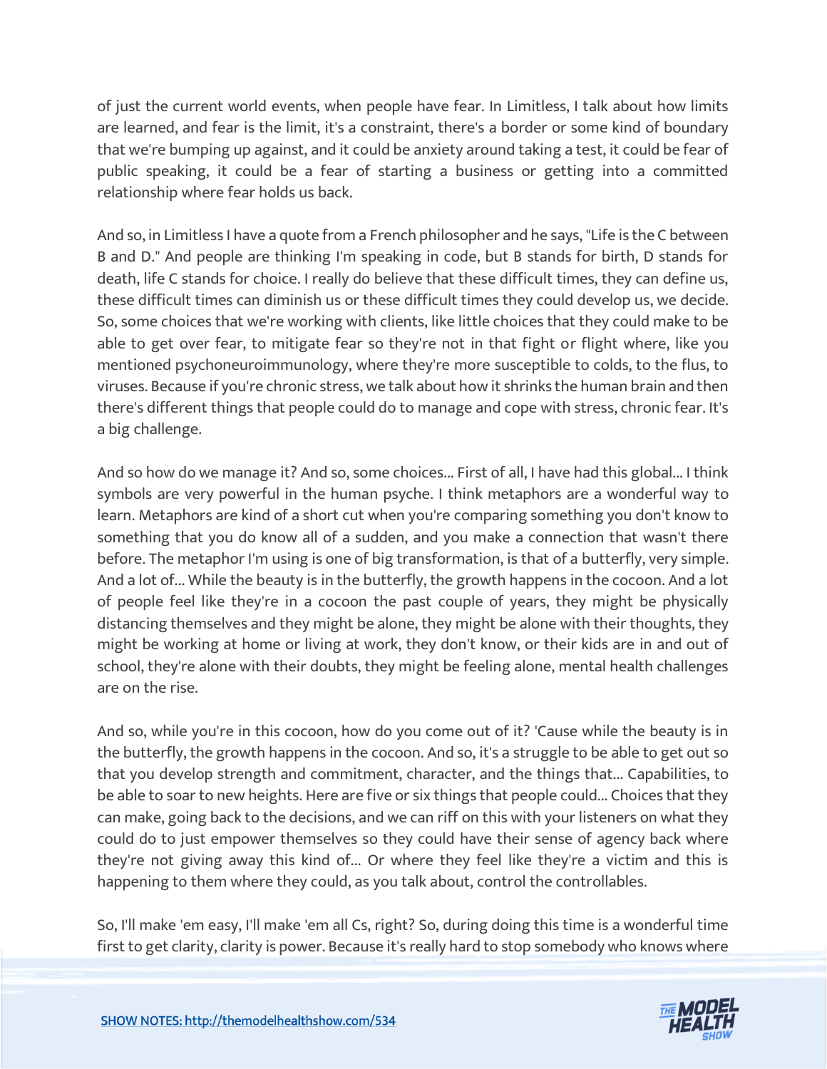of just the current world events, when people have fear. In Limitless, I talk about how limits are learned, and fear is the limit, it's a constraint, there's a border or some kind of boundary that we're bumping up against, and it could be anxiety around taking a test, it could be fear of public speaking, it could be a fear of starting a business or getting into a committed relationship where fear holds us back.

And so, in Limitless I have a quote from a French philosopher and he says, "Life is the C between B and D." And people are thinking I'm speaking in code, but B stands for birth, D stands for death, life C stands for choice. I really do believe that these difficult times, they can define us, these difficult times can diminish us or these difficult times they could develop us, we decide. So, some choices that we're working with clients, like little choices that they could make to be able to get over fear, to mitigate fear so they're not in that fight or flight where, like you mentioned psychoneuroimmunology, where they're more susceptible to colds, to the flus, to viruses. Because if you're chronic stress, we talk about how it shrinks the human brain and then there's different things that people could do to manage and cope with stress, chronic fear. It's a big challenge.

And so how do we manage it? And so, some choices... First of all, I have had this global... I think symbols are very powerful in the human psyche. I think metaphors are a wonderful way to learn. Metaphors are kind of a short cut when you're comparing something you don't know to something that you do know all of a sudden, and you make a connection that wasn't there before. The metaphor I'm using is one of big transformation, is that of a butterfly, very simple. And a lot of... While the beauty is in the butterfly, the growth happens in the cocoon. And a lot of people feel like they're in a cocoon the past couple of years, they might be physically distancing themselves and they might be alone, they might be alone with their thoughts, they might be working at home or living at work, they don't know, or their kids are in and out of school, they're alone with their doubts, they might be feeling alone, mental health challenges are on the rise.

And so, while you're in this cocoon, how do you come out of it? 'Cause while the beauty is in the butterfly, the growth happens in the cocoon. And so, it's a struggle to be able to get out so that you develop strength and commitment, character, and the things that... Capabilities, to be able to soar to new heights. Here are five or six things that people could... Choices that they can make, going back to the decisions, and we can riff on this with your listeners on what they could do to just empower themselves so they could have their sense of agency back where they're not giving away this kind of... Or where they feel like they're a victim and this is happening to them where they could, as you talk about, control the controllables.

So, I'll make 'em easy, I'll make 'em all Cs, right? So, during doing this time is a wonderful time first to get clarity, clarity is power. Because it's really hard to stop somebody who knows where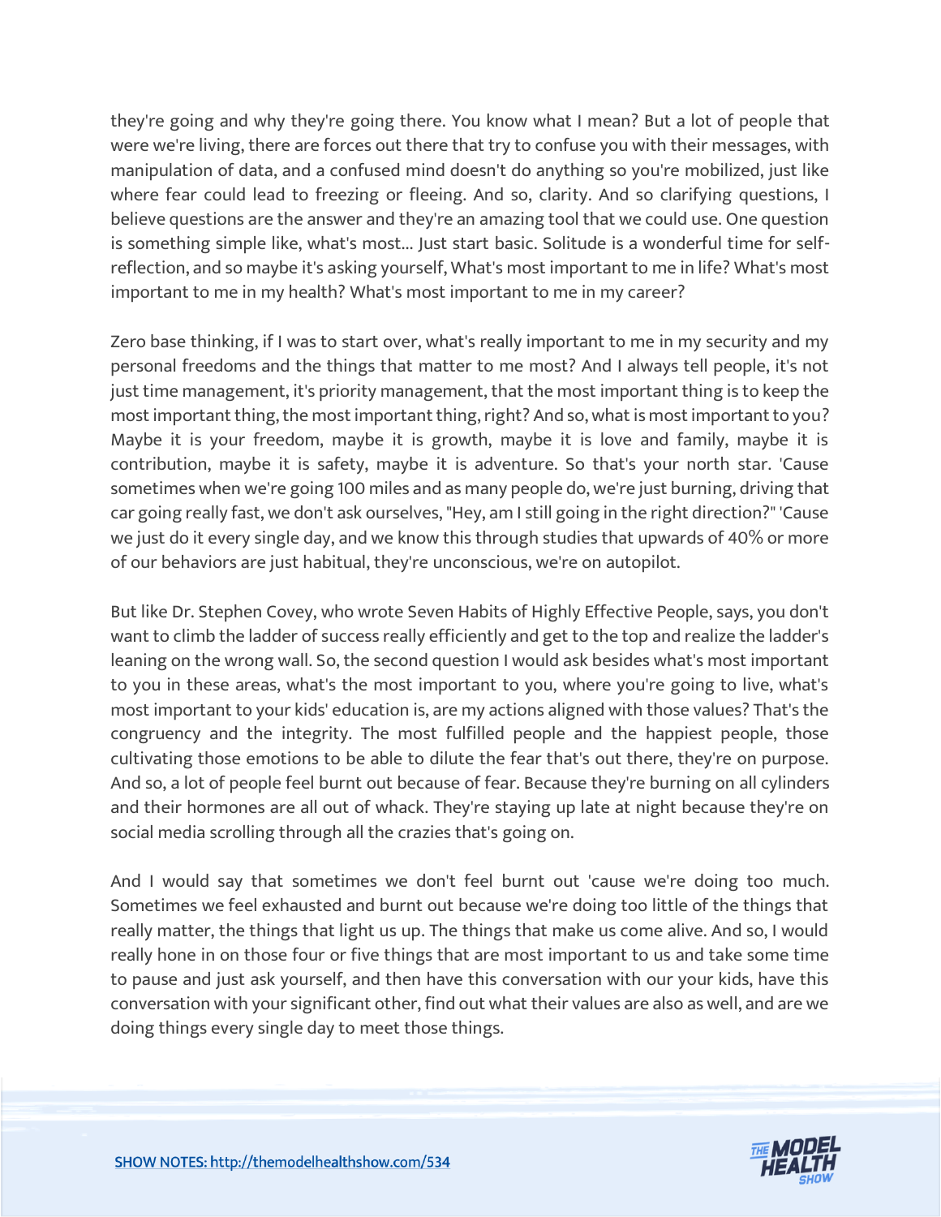they're going and why they're going there. You know what I mean? But a lot of people that were we're living, there are forces out there that try to confuse you with their messages, with manipulation of data, and a confused mind doesn't do anything so you're mobilized, just like where fear could lead to freezing or fleeing. And so, clarity. And so clarifying questions, I believe questions are the answer and they're an amazing tool that we could use. One question is something simple like, what's most... Just start basic. Solitude is a wonderful time for self-reflection, and so maybe it's asking yourself, What's most important to me in life? What's most important to me in my health? What's most important to me in my career?

Zero base thinking, if I was to start over, what's really important to me in my security and my personal freedoms and the things that matter to me most? And I always tell people, it's not just time management, it's priority management, that the most important thing is to keep the most important thing, the most important thing, right? And so, what is most important to you? Maybe it is your freedom, maybe it is growth, maybe it is love and family, maybe it is contribution, maybe it is safety, maybe it is adventure. So that's your north star. 'Cause sometimes when we're going 100 miles and as many people do, we're just burning, driving that car going really fast, we don't ask ourselves, "Hey, am I still going in the right direction?" 'Cause we just do it every single day, and we know this through studies that upwards of 40% or more of our behaviors are just habitual, they're unconscious, we're on autopilot.

But like Dr. Stephen Covey, who wrote Seven Habits of Highly Effective People, says, you don't want to climb the ladder of success really efficiently and get to the top and realize the ladder's leaning on the wrong wall. So, the second question I would ask besides what's most important to you in these areas, what's the most important to you, where you're going to live, what's most important to your kids' education is, are my actions aligned with those values? That's the congruency and the integrity. The most fulfilled people and the happiest people, those cultivating those emotions to be able to dilute the fear that's out there, they're on purpose. And so, a lot of people feel burnt out because of fear. Because they're burning on all cylinders and their hormones are all out of whack. They're staying up late at night because they're on social media scrolling through all the crazies that's going on.

And I would say that sometimes we don't feel burnt out 'cause we're doing too much. Sometimes we feel exhausted and burnt out because we're doing too little of the things that really matter, the things that light us up. The things that make us come alive. And so, I would really hone in on those four or five things that are most important to us and take some time to pause and just ask yourself, and then have this conversation with our your kids, have this conversation with your significant other, find out what their values are also as well, and are we doing things every single day to meet those things.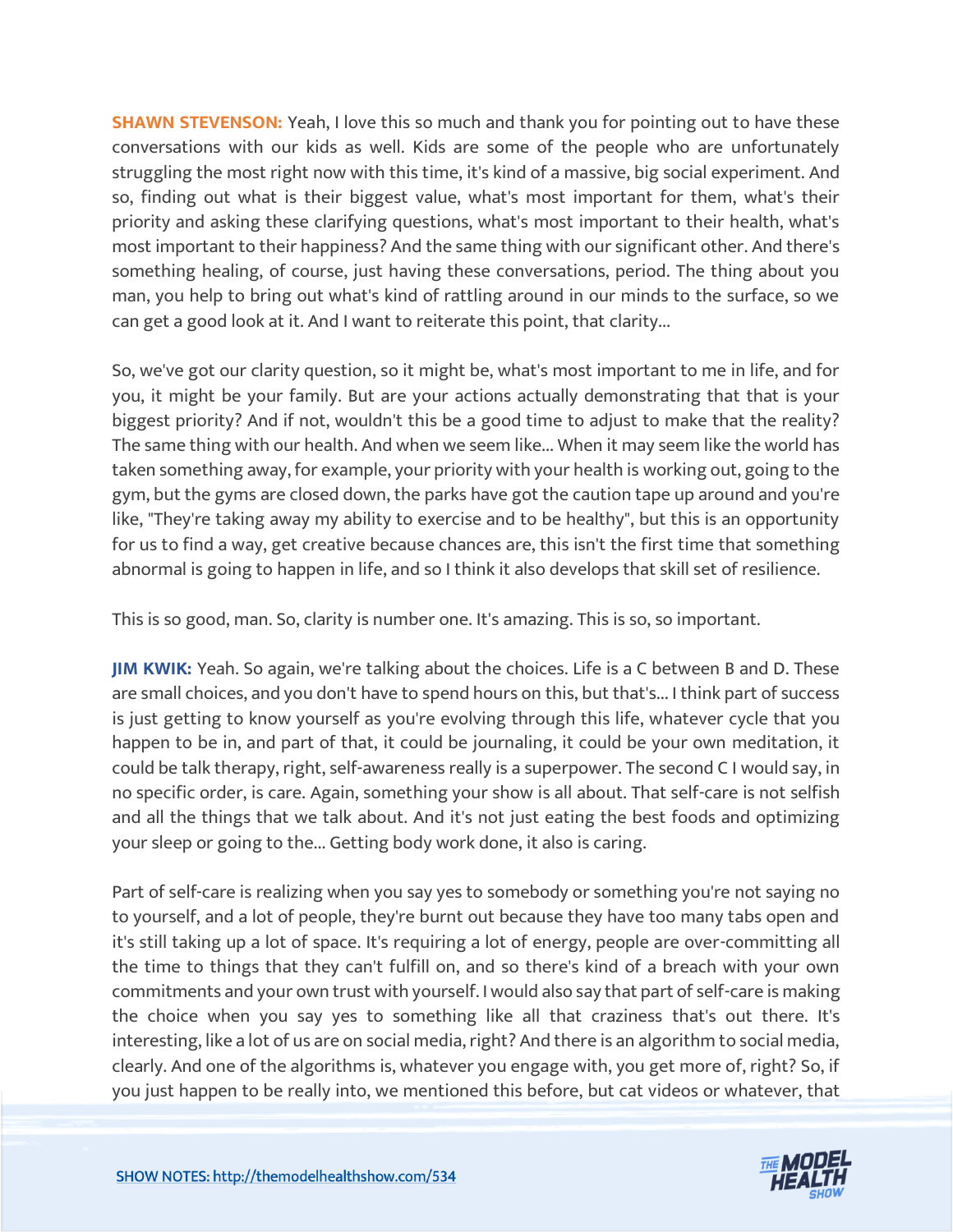**SHAWN STEVENSON:** Yeah, I love this so much and thank you for pointing out to have these conversations with our kids as well. Kids are some of the people who are unfortunately struggling the most right now with this time, it's kind of a massive, big social experiment. And so, finding out what is their biggest value, what's most important for them, what's their priority and asking these clarifying questions, what's most important to their health, what's most important to their happiness? And the same thing with our significant other. And there's something healing, of course, just having these conversations, period. The thing about you man, you help to bring out what's kind of rattling around in our minds to the surface, so we can get a good look at it. And I want to reiterate this point, that clarity...

So, we've got our clarity question, so it might be, what's most important to me in life, and for you, it might be your family. But are your actions actually demonstrating that that is your biggest priority? And if not, wouldn't this be a good time to adjust to make that the reality? The same thing with our health. And when we seem like... When it may seem like the world has taken something away, for example, your priority with your health is working out, going to the gym, but the gyms are closed down, the parks have got the caution tape up around and you're like, "They're taking away my ability to exercise and to be healthy", but this is an opportunity for us to find a way, get creative because chances are, this isn't the first time that something abnormal is going to happen in life, and so I think it also develops that skill set of resilience.

This is so good, man. So, clarity is number one. It's amazing. This is so, so important.

**JIM KWIK:** Yeah. So again, we're talking about the choices. Life is a C between B and D. These are small choices, and you don't have to spend hours on this, but that's... I think part of success is just getting to know yourself as you're evolving through this life, whatever cycle that you happen to be in, and part of that, it could be journaling, it could be your own meditation, it could be talk therapy, right, self-awareness really is a superpower. The second C I would say, in no specific order, is care. Again, something your show is all about. That self-care is not selfish and all the things that we talk about. And it's not just eating the best foods and optimizing your sleep or going to the... Getting body work done, it also is caring.

Part of self-care is realizing when you say yes to somebody or something you're not saying no to yourself, and a lot of people, they're burnt out because they have too many tabs open and it's still taking up a lot of space. It's requiring a lot of energy, people are over-committing all the time to things that they can't fulfill on, and so there's kind of a breach with your own commitments and your own trust with yourself. I would also say that part of self-care is making the choice when you say yes to something like all that craziness that's out there. It's interesting, like a lot of us are on social media, right? And there is an algorithm to social media, clearly. And one of the algorithms is, whatever you engage with, you get more of, right? So, if you just happen to be really into, we mentioned this before, but cat videos or whatever, that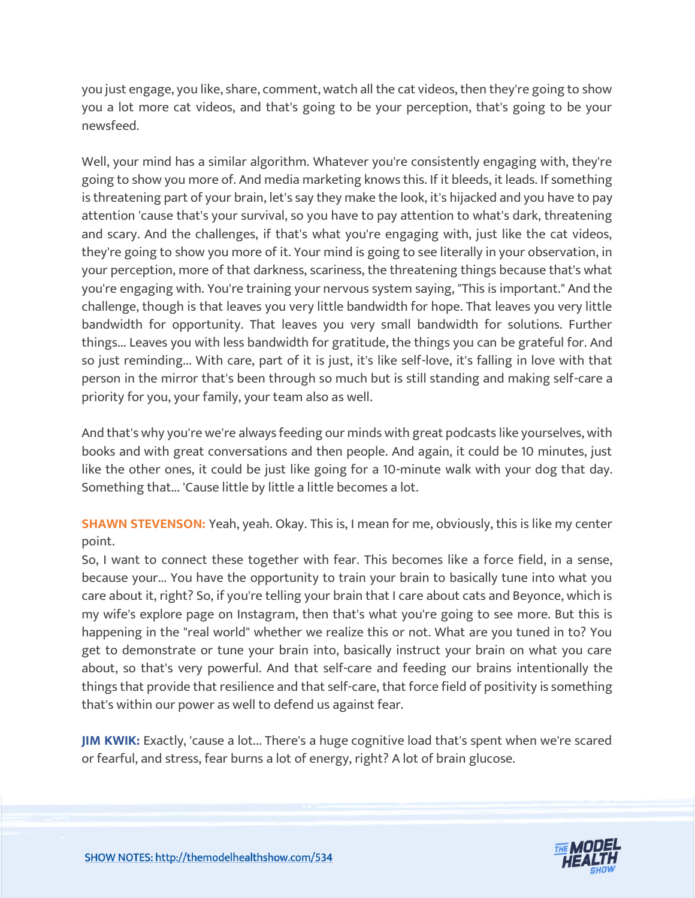you just engage, you like, share, comment, watch all the cat videos, then they're going to show you a lot more cat videos, and that's going to be your perception, that's going to be your newsfeed.

Well, your mind has a similar algorithm. Whatever you're consistently engaging with, they're going to show you more of. And media marketing knows this. If it bleeds, it leads. If something is threatening part of your brain, let's say they make the look, it's hijacked and you have to pay attention 'cause that's your survival, so you have to pay attention to what's dark, threatening and scary. And the challenges, if that's what you're engaging with, just like the cat videos, they're going to show you more of it. Your mind is going to see literally in your observation, in your perception, more of that darkness, scariness, the threatening things because that's what you're engaging with. You're training your nervous system saying, "This is important." And the challenge, though is that leaves you very little bandwidth for hope. That leaves you very little bandwidth for opportunity. That leaves you very small bandwidth for solutions. Further things... Leaves you with less bandwidth for gratitude, the things you can be grateful for. And so just reminding... With care, part of it is just, it's like self-love, it's falling in love with that person in the mirror that's been through so much but is still standing and making self-care a priority for you, your family, your team also as well.

And that's why you're we're always feeding our minds with great podcasts like yourselves, with books and with great conversations and then people. And again, it could be 10 minutes, just like the other ones, it could be just like going for a 10-minute walk with your dog that day. Something that... 'Cause little by little a little becomes a lot.

**SHAWN STEVENSON:** Yeah, yeah. Okay. This is, I mean for me, obviously, this is like my center point.

So, I want to connect these together with fear. This becomes like a force field, in a sense, because your... You have the opportunity to train your brain to basically tune into what you care about it, right? So, if you're telling your brain that I care about cats and Beyonce, which is my wife's explore page on Instagram, then that's what you're going to see more. But this is happening in the "real world" whether we realize this or not. What are you tuned in to? You get to demonstrate or tune your brain into, basically instruct your brain on what you care about, so that's very powerful. And that self-care and feeding our brains intentionally the things that provide that resilience and that self-care, that force field of positivity is something that's within our power as well to defend us against fear.

**JIM KWIK:** Exactly, 'cause a lot... There's a huge cognitive load that's spent when we're scared or fearful, and stress, fear burns a lot of energy, right? A lot of brain glucose.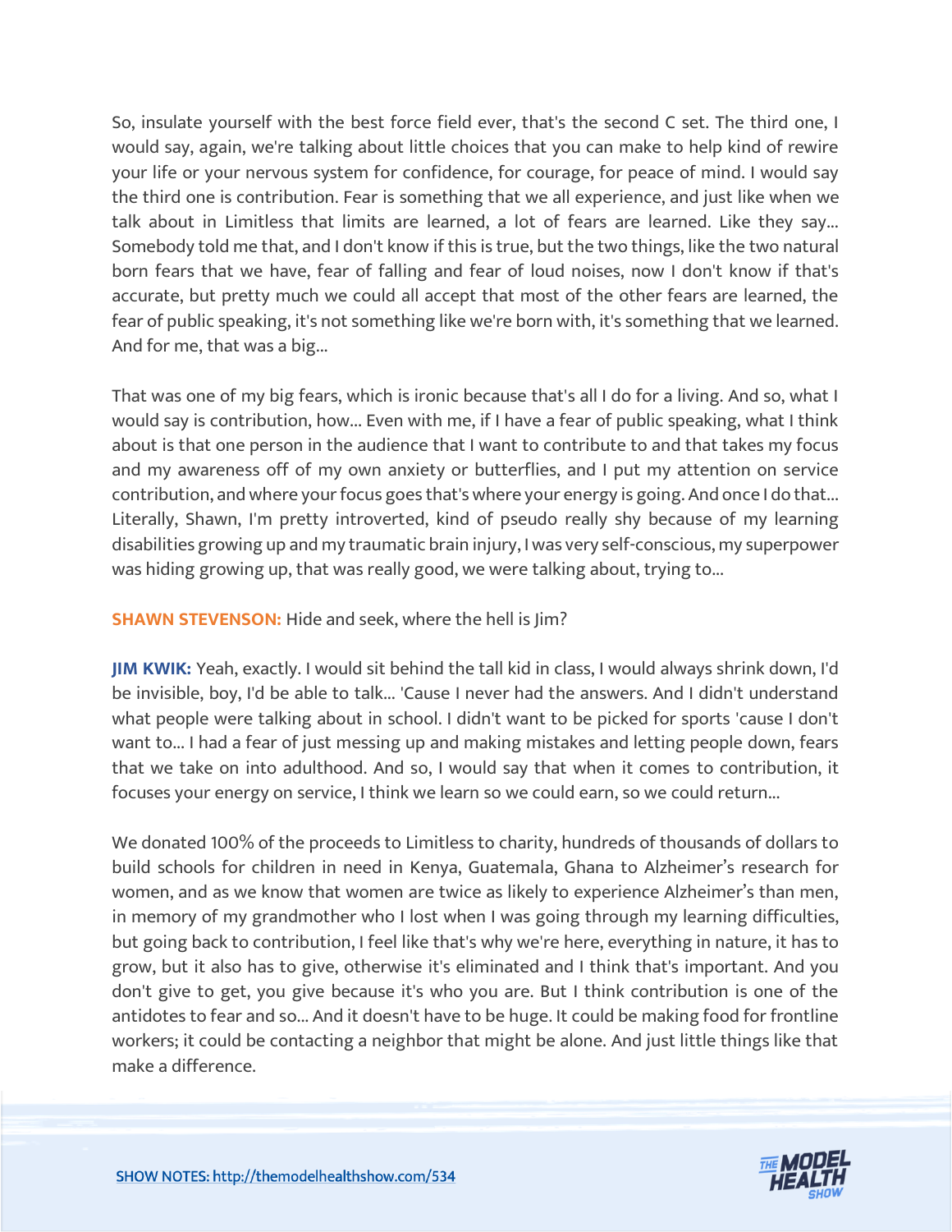So, insulate yourself with the best force field ever, that's the second C set. The third one, I would say, again, we're talking about little choices that you can make to help kind of rewire your life or your nervous system for confidence, for courage, for peace of mind. I would say the third one is contribution. Fear is something that we all experience, and just like when we talk about in Limitless that limits are learned, a lot of fears are learned. Like they say... Somebody told me that, and I don't know if this is true, but the two things, like the two natural born fears that we have, fear of falling and fear of loud noises, now I don't know if that's accurate, but pretty much we could all accept that most of the other fears are learned, the fear of public speaking, it's not something like we're born with, it's something that we learned. And for me, that was a big...

That was one of my big fears, which is ironic because that's all I do for a living. And so, what I would say is contribution, how... Even with me, if I have a fear of public speaking, what I think about is that one person in the audience that I want to contribute to and that takes my focus and my awareness off of my own anxiety or butterflies, and I put my attention on service contribution, and where your focus goes that's where your energy is going. And once I do that... Literally, Shawn, I'm pretty introverted, kind of pseudo really shy because of my learning disabilities growing up and my traumatic brain injury, I was very self-conscious, my superpower was hiding growing up, that was really good, we were talking about, trying to...

**SHAWN STEVENSON:** Hide and seek, where the hell is Jim?

**JIM KWIK:** Yeah, exactly. I would sit behind the tall kid in class, I would always shrink down, I'd be invisible, boy, I'd be able to talk... 'Cause I never had the answers. And I didn't understand what people were talking about in school. I didn't want to be picked for sports 'cause I don't want to... I had a fear of just messing up and making mistakes and letting people down, fears that we take on into adulthood. And so, I would say that when it comes to contribution, it focuses your energy on service, I think we learn so we could earn, so we could return...

We donated 100% of the proceeds to Limitless to charity, hundreds of thousands of dollars to build schools for children in need in Kenya, Guatemala, Ghana to Alzheimer's research for women, and as we know that women are twice as likely to experience Alzheimer's than men, in memory of my grandmother who I lost when I was going through my learning difficulties, but going back to contribution, I feel like that's why we're here, everything in nature, it has to grow, but it also has to give, otherwise it's eliminated and I think that's important. And you don't give to get, you give because it's who you are. But I think contribution is one of the antidotes to fear and so... And it doesn't have to be huge. It could be making food for frontline workers; it could be contacting a neighbor that might be alone. And just little things like that make a difference.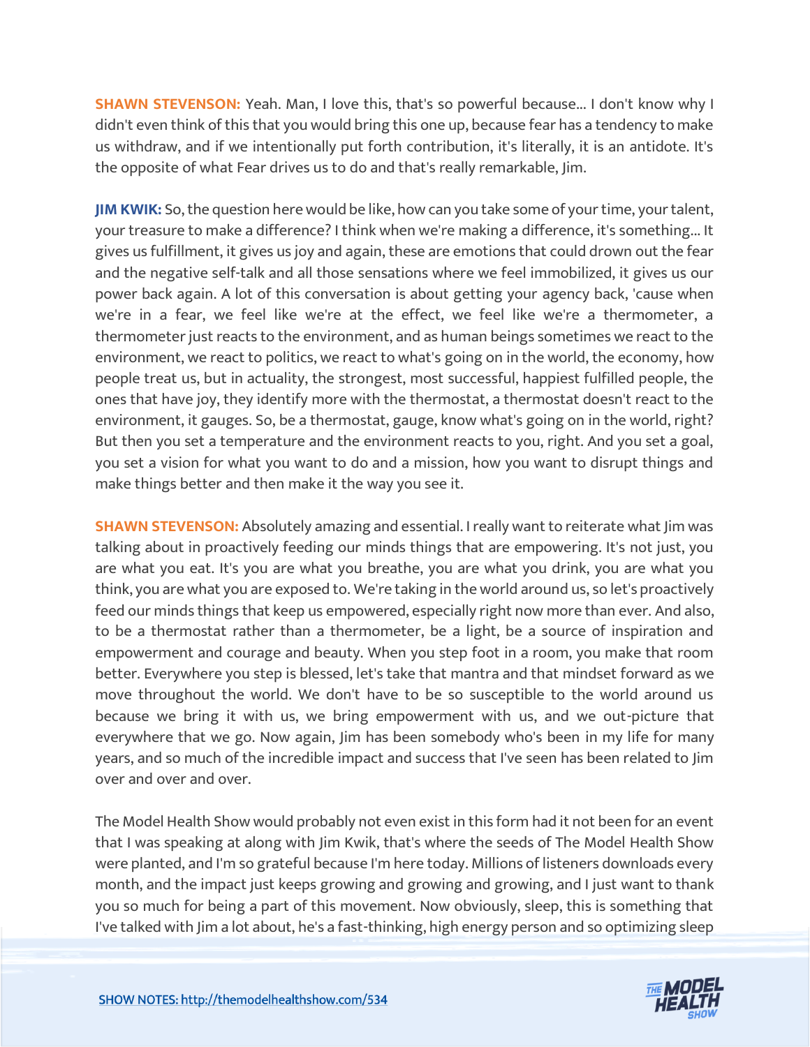**SHAWN STEVENSON:** Yeah. Man, I love this, that's so powerful because... I don't know why I didn't even think of this that you would bring this one up, because fear has a tendency to make us withdraw, and if we intentionally put forth contribution, it's literally, it is an antidote. It's the opposite of what Fear drives us to do and that's really remarkable, Jim.

**JIM KWIK:** So, the question here would be like, how can you take some of your time, your talent, your treasure to make a difference? I think when we're making a difference, it's something... It gives us fulfillment, it gives us joy and again, these are emotions that could drown out the fear and the negative self-talk and all those sensations where we feel immobilized, it gives us our power back again. A lot of this conversation is about getting your agency back, 'cause when we're in a fear, we feel like we're at the effect, we feel like we're a thermometer, a thermometer just reacts to the environment, and as human beings sometimes we react to the environment, we react to politics, we react to what's going on in the world, the economy, how people treat us, but in actuality, the strongest, most successful, happiest fulfilled people, the ones that have joy, they identify more with the thermostat, a thermostat doesn't react to the environment, it gauges. So, be a thermostat, gauge, know what's going on in the world, right? But then you set a temperature and the environment reacts to you, right. And you set a goal, you set a vision for what you want to do and a mission, how you want to disrupt things and make things better and then make it the way you see it.

**SHAWN STEVENSON:** Absolutely amazing and essential. I really want to reiterate what Jim was talking about in proactively feeding our minds things that are empowering. It's not just, you are what you eat. It's you are what you breathe, you are what you drink, you are what you think, you are what you are exposed to. We're taking in the world around us, so let's proactively feed our minds things that keep us empowered, especially right now more than ever. And also, to be a thermostat rather than a thermometer, be a light, be a source of inspiration and empowerment and courage and beauty. When you step foot in a room, you make that room better. Everywhere you step is blessed, let's take that mantra and that mindset forward as we move throughout the world. We don't have to be so susceptible to the world around us because we bring it with us, we bring empowerment with us, and we out-picture that everywhere that we go. Now again, Jim has been somebody who's been in my life for many years, and so much of the incredible impact and success that I've seen has been related to Jim over and over and over.

The Model Health Show would probably not even exist in this form had it not been for an event that I was speaking at along with Jim Kwik, that's where the seeds of The Model Health Show were planted, and I'm so grateful because I'm here today. Millions of listeners downloads every month, and the impact just keeps growing and growing and growing, and I just want to thank you so much for being a part of this movement. Now obviously, sleep, this is something that I've talked with Jim a lot about, he's a fast-thinking, high energy person and so optimizing sleep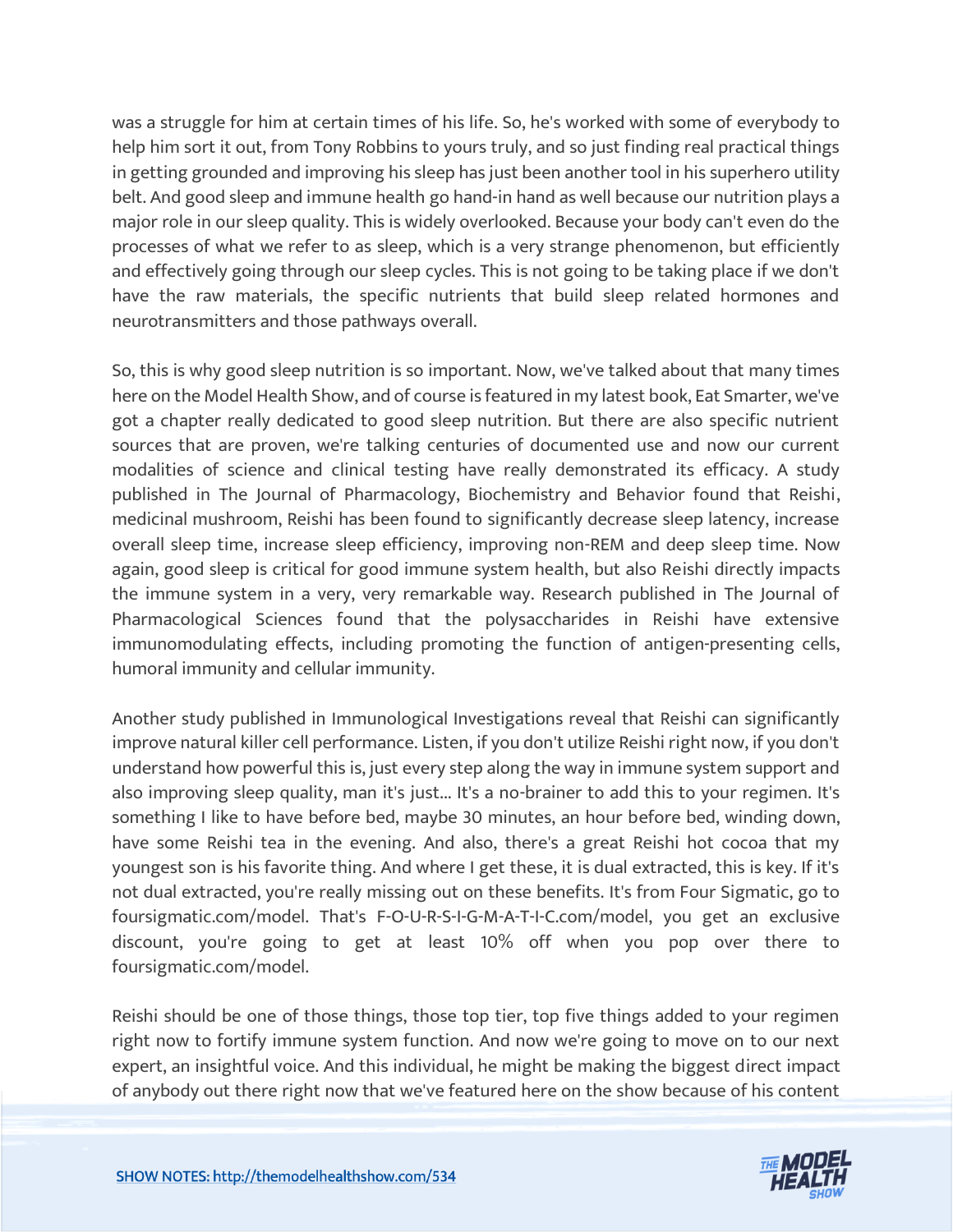was a struggle for him at certain times of his life. So, he's worked with some of everybody to help him sort it out, from Tony Robbins to yours truly, and so just finding real practical things in getting grounded and improving his sleep has just been another tool in his superhero utility belt. And good sleep and immune health go hand-in hand as well because our nutrition plays a major role in our sleep quality. This is widely overlooked. Because your body can't even do the processes of what we refer to as sleep, which is a very strange phenomenon, but efficiently and effectively going through our sleep cycles. This is not going to be taking place if we don't have the raw materials, the specific nutrients that build sleep related hormones and neurotransmitters and those pathways overall.

So, this is why good sleep nutrition is so important. Now, we've talked about that many times here on the Model Health Show, and of course is featured in my latest book, Eat Smarter, we've got a chapter really dedicated to good sleep nutrition. But there are also specific nutrient sources that are proven, we're talking centuries of documented use and now our current modalities of science and clinical testing have really demonstrated its efficacy. A study published in The Journal of Pharmacology, Biochemistry and Behavior found that Reishi, medicinal mushroom, Reishi has been found to significantly decrease sleep latency, increase overall sleep time, increase sleep efficiency, improving non-REM and deep sleep time. Now again, good sleep is critical for good immune system health, but also Reishi directly impacts the immune system in a very, very remarkable way. Research published in The Journal of Pharmacological Sciences found that the polysaccharides in Reishi have extensive immunomodulating effects, including promoting the function of antigen-presenting cells, humoral immunity and cellular immunity.

Another study published in Immunological Investigations reveal that Reishi can significantly improve natural killer cell performance. Listen, if you don't utilize Reishi right now, if you don't understand how powerful this is, just every step along the way in immune system support and also improving sleep quality, man it's just... It's a no-brainer to add this to your regimen. It's something I like to have before bed, maybe 30 minutes, an hour before bed, winding down, have some Reishi tea in the evening. And also, there's a great Reishi hot cocoa that my youngest son is his favorite thing. And where I get these, it is dual extracted, this is key. If it's not dual extracted, you're really missing out on these benefits. It's from Four Sigmatic, go to foursigmatic.com/model. That's F-O-U-R-S-I-G-M-A-T-I-C.com/model, you get an exclusive discount, you're going to get at least 10% off when you pop over there to foursigmatic.com/model.

Reishi should be one of those things, those top tier, top five things added to your regimen right now to fortify immune system function. And now we're going to move on to our next expert, an insightful voice. And this individual, he might be making the biggest direct impact of anybody out there right now that we've featured here on the show because of his content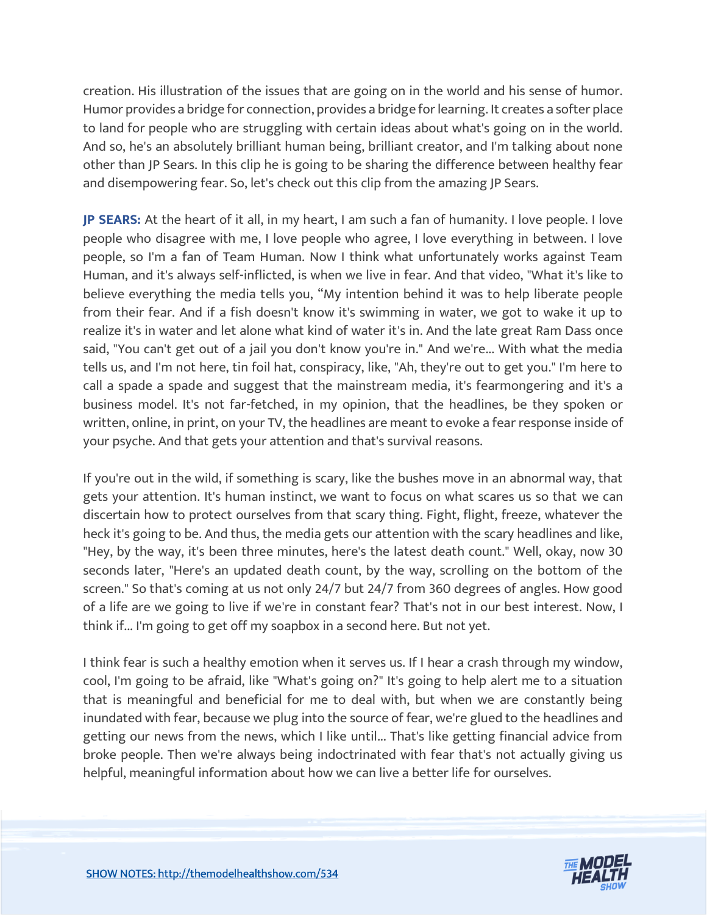creation. His illustration of the issues that are going on in the world and his sense of humor. Humor provides a bridge for connection, provides a bridge for learning. It creates a softer place to land for people who are struggling with certain ideas about what's going on in the world. And so, he's an absolutely brilliant human being, brilliant creator, and I'm talking about none other than JP Sears. In this clip he is going to be sharing the difference between healthy fear and disempowering fear. So, let's check out this clip from the amazing JP Sears.

**JP SEARS:** At the heart of it all, in my heart, I am such a fan of humanity. I love people. I love people who disagree with me, I love people who agree, I love everything in between. I love people, so I'm a fan of Team Human. Now I think what unfortunately works against Team Human, and it's always self-inflicted, is when we live in fear. And that video, "What it's like to believe everything the media tells you, "My intention behind it was to help liberate people from their fear. And if a fish doesn't know it's swimming in water, we got to wake it up to realize it's in water and let alone what kind of water it's in. And the late great Ram Dass once said, "You can't get out of a jail you don't know you're in." And we're... With what the media tells us, and I'm not here, tin foil hat, conspiracy, like, "Ah, they're out to get you." I'm here to call a spade a spade and suggest that the mainstream media, it's fearmongering and it's a business model. It's not far-fetched, in my opinion, that the headlines, be they spoken or written, online, in print, on your TV, the headlines are meant to evoke a fear response inside of your psyche. And that gets your attention and that's survival reasons.

If you're out in the wild, if something is scary, like the bushes move in an abnormal way, that gets your attention. It's human instinct, we want to focus on what scares us so that we can discertain how to protect ourselves from that scary thing. Fight, flight, freeze, whatever the heck it's going to be. And thus, the media gets our attention with the scary headlines and like, "Hey, by the way, it's been three minutes, here's the latest death count." Well, okay, now 30 seconds later, "Here's an updated death count, by the way, scrolling on the bottom of the screen." So that's coming at us not only 24/7 but 24/7 from 360 degrees of angles. How good of a life are we going to live if we're in constant fear? That's not in our best interest. Now, I think if... I'm going to get off my soapbox in a second here. But not yet.

I think fear is such a healthy emotion when it serves us. If I hear a crash through my window, cool, I'm going to be afraid, like "What's going on?" It's going to help alert me to a situation that is meaningful and beneficial for me to deal with, but when we are constantly being inundated with fear, because we plug into the source of fear, we're glued to the headlines and getting our news from the news, which I like until... That's like getting financial advice from broke people. Then we're always being indoctrinated with fear that's not actually giving us helpful, meaningful information about how we can live a better life for ourselves.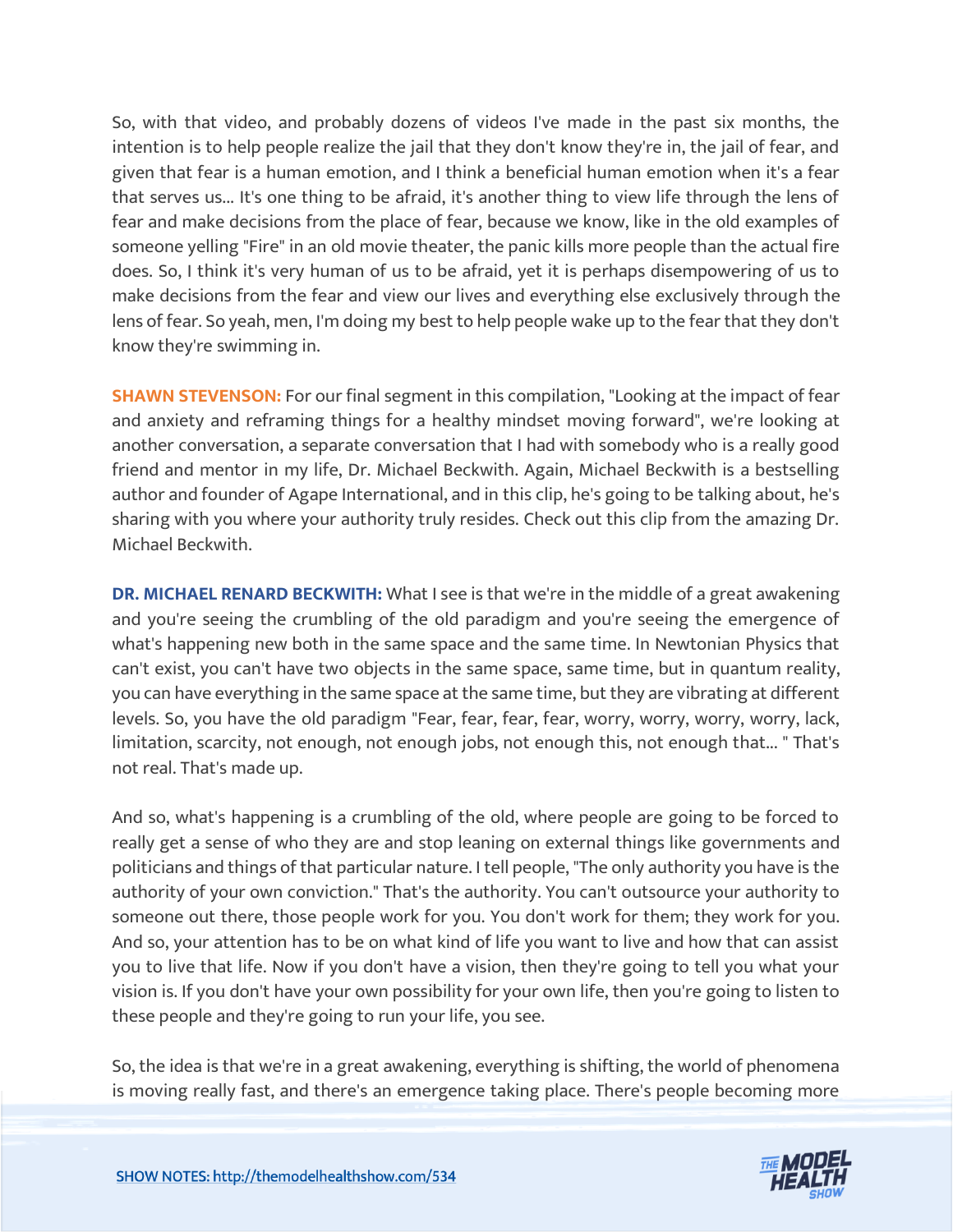So, with that video, and probably dozens of videos I've made in the past six months, the intention is to help people realize the jail that they don't know they're in, the jail of fear, and given that fear is a human emotion, and I think a beneficial human emotion when it's a fear that serves us... It's one thing to be afraid, it's another thing to view life through the lens of fear and make decisions from the place of fear, because we know, like in the old examples of someone yelling "Fire" in an old movie theater, the panic kills more people than the actual fire does. So, I think it's very human of us to be afraid, yet it is perhaps disempowering of us to make decisions from the fear and view our lives and everything else exclusively through the lens of fear. So yeah, men, I'm doing my best to help people wake up to the fear that they don't know they're swimming in.

**SHAWN STEVENSON:** For our final segment in this compilation, "Looking at the impact of fear and anxiety and reframing things for a healthy mindset moving forward", we're looking at another conversation, a separate conversation that I had with somebody who is a really good friend and mentor in my life, Dr. Michael Beckwith. Again, Michael Beckwith is a bestselling author and founder of Agape International, and in this clip, he's going to be talking about, he's sharing with you where your authority truly resides. Check out this clip from the amazing Dr. Michael Beckwith.

**DR. MICHAEL RENARD BECKWITH:** What I see is that we're in the middle of a great awakening and you're seeing the crumbling of the old paradigm and you're seeing the emergence of what's happening new both in the same space and the same time. In Newtonian Physics that can't exist, you can't have two objects in the same space, same time, but in quantum reality, you can have everything in the same space at the same time, but they are vibrating at different levels. So, you have the old paradigm "Fear, fear, fear, fear, worry, worry, worry, worry, lack, limitation, scarcity, not enough, not enough jobs, not enough this, not enough that... " That's not real. That's made up.

And so, what's happening is a crumbling of the old, where people are going to be forced to really get a sense of who they are and stop leaning on external things like governments and politicians and things of that particular nature. I tell people, "The only authority you have is the authority of your own conviction." That's the authority. You can't outsource your authority to someone out there, those people work for you. You don't work for them; they work for you. And so, your attention has to be on what kind of life you want to live and how that can assist you to live that life. Now if you don't have a vision, then they're going to tell you what your vision is. If you don't have your own possibility for your own life, then you're going to listen to these people and they're going to run your life, you see.

So, the idea is that we're in a great awakening, everything is shifting, the world of phenomena is moving really fast, and there's an emergence taking place. There's people becoming more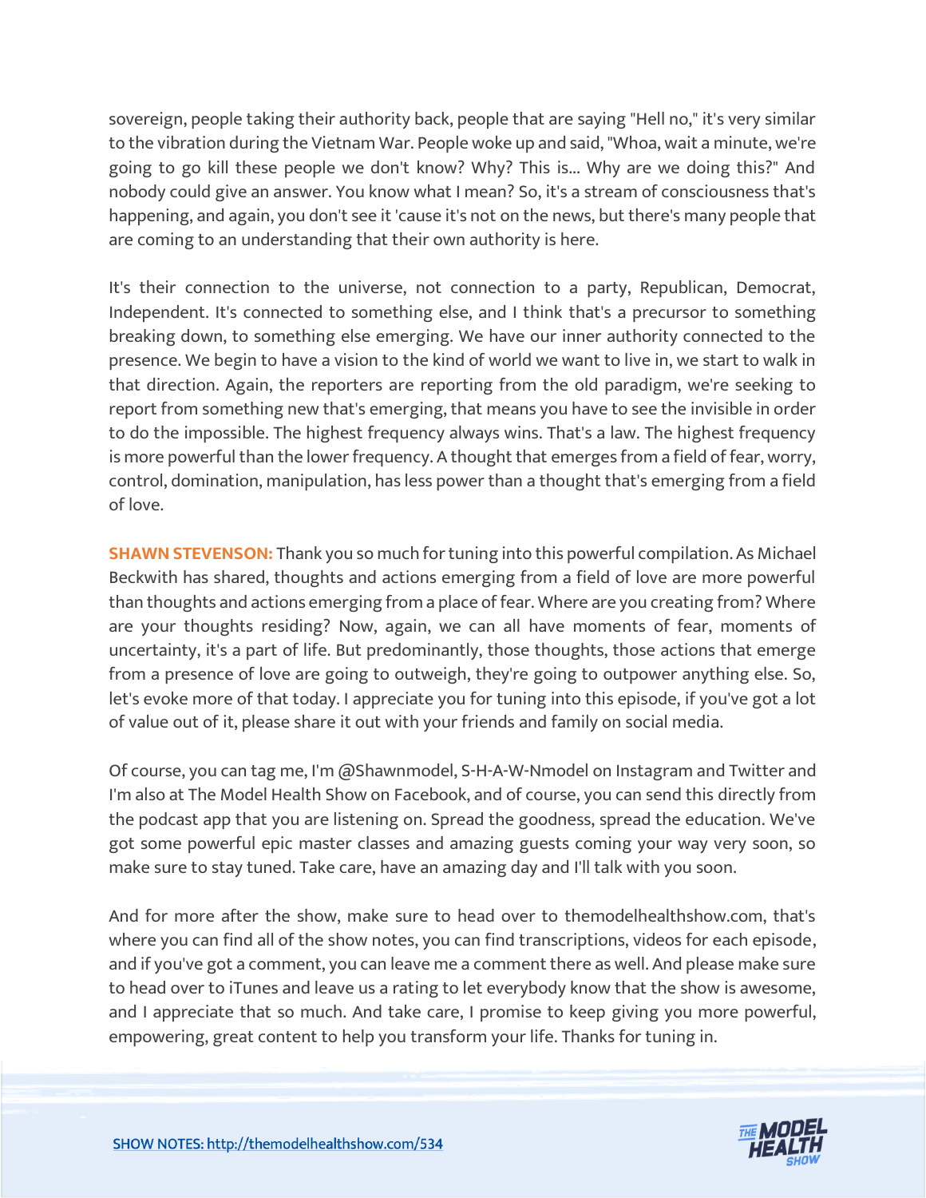sovereign, people taking their authority back, people that are saying "Hell no," it's very similar to the vibration during the Vietnam War. People woke up and said, "Whoa, wait a minute, we're going to go kill these people we don't know? Why? This is... Why are we doing this?" And nobody could give an answer. You know what I mean? So, it's a stream of consciousness that's happening, and again, you don't see it 'cause it's not on the news, but there's many people that are coming to an understanding that their own authority is here.

It's their connection to the universe, not connection to a party, Republican, Democrat, Independent. It's connected to something else, and I think that's a precursor to something breaking down, to something else emerging. We have our inner authority connected to the presence. We begin to have a vision to the kind of world we want to live in, we start to walk in that direction. Again, the reporters are reporting from the old paradigm, we're seeking to report from something new that's emerging, that means you have to see the invisible in order to do the impossible. The highest frequency always wins. That's a law. The highest frequency is more powerful than the lower frequency. A thought that emerges from a field of fear, worry, control, domination, manipulation, has less power than a thought that's emerging from a field of love.

**SHAWN STEVENSON:** Thank you so much for tuning into this powerful compilation. As Michael Beckwith has shared, thoughts and actions emerging from a field of love are more powerful than thoughts and actions emerging from a place of fear. Where are you creating from? Where are your thoughts residing? Now, again, we can all have moments of fear, moments of uncertainty, it's a part of life. But predominantly, those thoughts, those actions that emerge from a presence of love are going to outweigh, they're going to outpower anything else. So, let's evoke more of that today. I appreciate you for tuning into this episode, if you've got a lot of value out of it, please share it out with your friends and family on social media.

Of course, you can tag me, I'm @Shawnmodel, S-H-A-W-Nmodel on Instagram and Twitter and I'm also at The Model Health Show on Facebook, and of course, you can send this directly from the podcast app that you are listening on. Spread the goodness, spread the education. We've got some powerful epic master classes and amazing guests coming your way very soon, so make sure to stay tuned. Take care, have an amazing day and I'll talk with you soon.

And for more after the show, make sure to head over to themodelhealthshow.com, that's where you can find all of the show notes, you can find transcriptions, videos for each episode, and if you've got a comment, you can leave me a comment there as well. And please make sure to head over to iTunes and leave us a rating to let everybody know that the show is awesome, and I appreciate that so much. And take care, I promise to keep giving you more powerful, empowering, great content to help you transform your life. Thanks for tuning in.